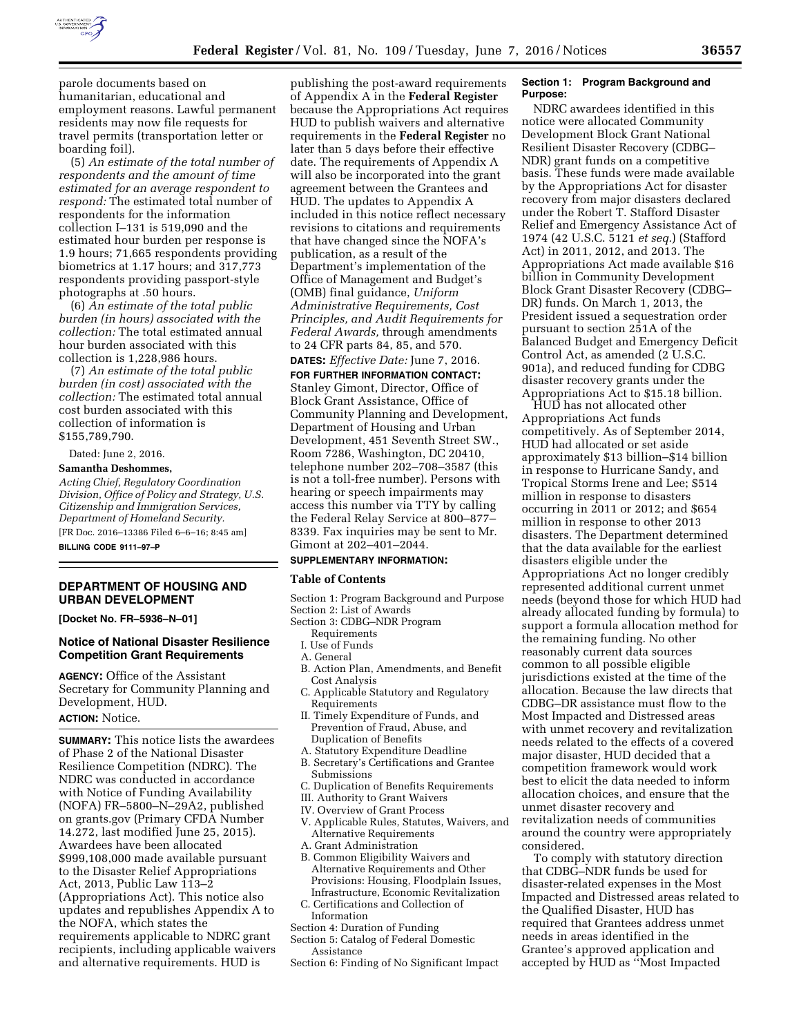parole documents based on humanitarian, educational and employment reasons. Lawful permanent residents may now file requests for travel permits (transportation letter or boarding foil).

(5) *An estimate of the total number of respondents and the amount of time estimated for an average respondent to respond:* The estimated total number of respondents for the information collection I–131 is 519,090 and the estimated hour burden per response is 1.9 hours; 71,665 respondents providing biometrics at 1.17 hours; and 317,773 respondents providing passport-style photographs at .50 hours.

(6) *An estimate of the total public burden (in hours) associated with the collection:* The total estimated annual hour burden associated with this collection is 1,228,986 hours.

(7) *An estimate of the total public burden (in cost) associated with the collection:* The estimated total annual cost burden associated with this collection of information is $155,789,790.

Dated: June 2, 2016.

**Samantha Deshommes,**

*Acting Chief, Regulatory Coordination Division, Office of Policy and Strategy, U.S. Citizenship and Immigration Services, Department of Homeland Security.*

[FR Doc. 2016–13386 Filed 6–6–16; 8:45 am]

**BILLING CODE 9111–97–P**

## DEPARTMENT OF HOUSING AND URBAN DEVELOPMENT

**[Docket No. FR–5936–N–01]**

### Notice of National Disaster Resilience Competition Grant Requirements

**AGENCY:** Office of the Assistant Secretary for Community Planning and Development, HUD.

**ACTION:** Notice.

**SUMMARY:** This notice lists the awardees of Phase 2 of the National Disaster Resilience Competition (NDRC). The NDRC was conducted in accordance with Notice of Funding Availability (NOFA) FR–5800–N–29A2, published on grants.gov (Primary CFDA Number 14.272, last modified June 25, 2015). Awardees have been allocated $999,108,000 made available pursuant to the Disaster Relief Appropriations Act, 2013, Public Law 113–2 (Appropriations Act). This notice also updates and republishes Appendix A to the NOFA, which states the requirements applicable to NDRC grant recipients, including applicable waivers and alternative requirements. HUD is publishing the post-award requirements of Appendix A in the **Federal Register** because the Appropriations Act requires HUD to publish waivers and alternative requirements in the **Federal Register** no later than 5 days before their effective date. The requirements of Appendix A will also be incorporated into the grant agreement between the Grantees and HUD. The updates to Appendix A included in this notice reflect necessary revisions to citations and requirements that have changed since the NOFA's publication, as a result of the Department's implementation of the Office of Management and Budget's (OMB) final guidance, *Uniform Administrative Requirements, Cost Principles, and Audit Requirements for Federal Awards,* through amendments to 24 CFR parts 84, 85, and 570.

**DATES:** *Effective Date:* June 7, 2016.

**FOR FURTHER INFORMATION CONTACT:** Stanley Gimont, Director, Office of Block Grant Assistance, Office of Community Planning and Development, Department of Housing and Urban Development, 451 Seventh Street SW., Room 7286, Washington, DC 20410, telephone number 202–708–3587 (this is not a toll-free number). Persons with hearing or speech impairments may access this number via TTY by calling the Federal Relay Service at 800–877–8339. Fax inquiries may be sent to Mr. Gimont at 202–401–2044.

**SUPPLEMENTARY INFORMATION:**

**Table of Contents**

Section 1: Program Background and Purpose
Section 2: List of Awards
Section 3: CDBG–NDR Program Requirements
- I. Use of Funds
  - A. General
  - B. Action Plan, Amendments, and Benefit Cost Analysis
  - C. Applicable Statutory and Regulatory Requirements
- II. Timely Expenditure of Funds, and Prevention of Fraud, Abuse, and Duplication of Benefits
  - A. Statutory Expenditure Deadline
  - B. Secretary's Certifications and Grantee Submissions
  - C. Duplication of Benefits Requirements
- III. Authority to Grant Waivers
- IV. Overview of Grant Process
- V. Applicable Rules, Statutes, Waivers, and Alternative Requirements
  - A. Grant Administration
  - B. Common Eligibility Waivers and Alternative Requirements and Other Provisions: Housing, Floodplain Issues, Infrastructure, Economic Revitalization
  - C. Certifications and Collection of Information

Section 4: Duration of Funding
Section 5: Catalog of Federal Domestic Assistance
Section 6: Finding of No Significant Impact

**Section 1: Program Background and Purpose:**

NDRC awardees identified in this notice were allocated Community Development Block Grant National Resilient Disaster Recovery (CDBG–NDR) grant funds on a competitive basis. These funds were made available by the Appropriations Act for disaster recovery from major disasters declared under the Robert T. Stafford Disaster Relief and Emergency Assistance Act of 1974 (42 U.S.C. 5121 *et seq.*) (Stafford Act) in 2011, 2012, and 2013. The Appropriations Act made available $16 billion in Community Development Block Grant Disaster Recovery (CDBG–DR) funds. On March 1, 2013, the President issued a sequestration order pursuant to section 251A of the Balanced Budget and Emergency Deficit Control Act, as amended (2 U.S.C. 901a), and reduced funding for CDBG disaster recovery grants under the Appropriations Act to $15.18 billion.

HUD has not allocated other Appropriations Act funds competitively. As of September 2014, HUD had allocated or set aside approximately $13 billion–$14 billion in response to Hurricane Sandy, and Tropical Storms Irene and Lee; $514 million in response to disasters occurring in 2011 or 2012; and $654 million in response to other 2013 disasters. The Department determined that the data available for the earliest disasters eligible under the Appropriations Act no longer credibly represented additional current unmet needs (beyond those for which HUD had already allocated funding by formula) to support a formula allocation method for the remaining funding. No other reasonably current data sources common to all possible eligible jurisdictions existed at the time of the allocation. Because the law directs that CDBG–DR assistance must flow to the Most Impacted and Distressed areas with unmet recovery and revitalization needs related to the effects of a covered major disaster, HUD decided that a competition framework would work best to elicit the data needed to inform allocation choices, and ensure that the unmet disaster recovery and revitalization needs of communities around the country were appropriately considered.

To comply with statutory direction that CDBG–NDR funds be used for disaster-related expenses in the Most Impacted and Distressed areas related to the Qualified Disaster, HUD has required that Grantees address unmet needs in areas identified in the Grantee's approved application and accepted by HUD as "Most Impacted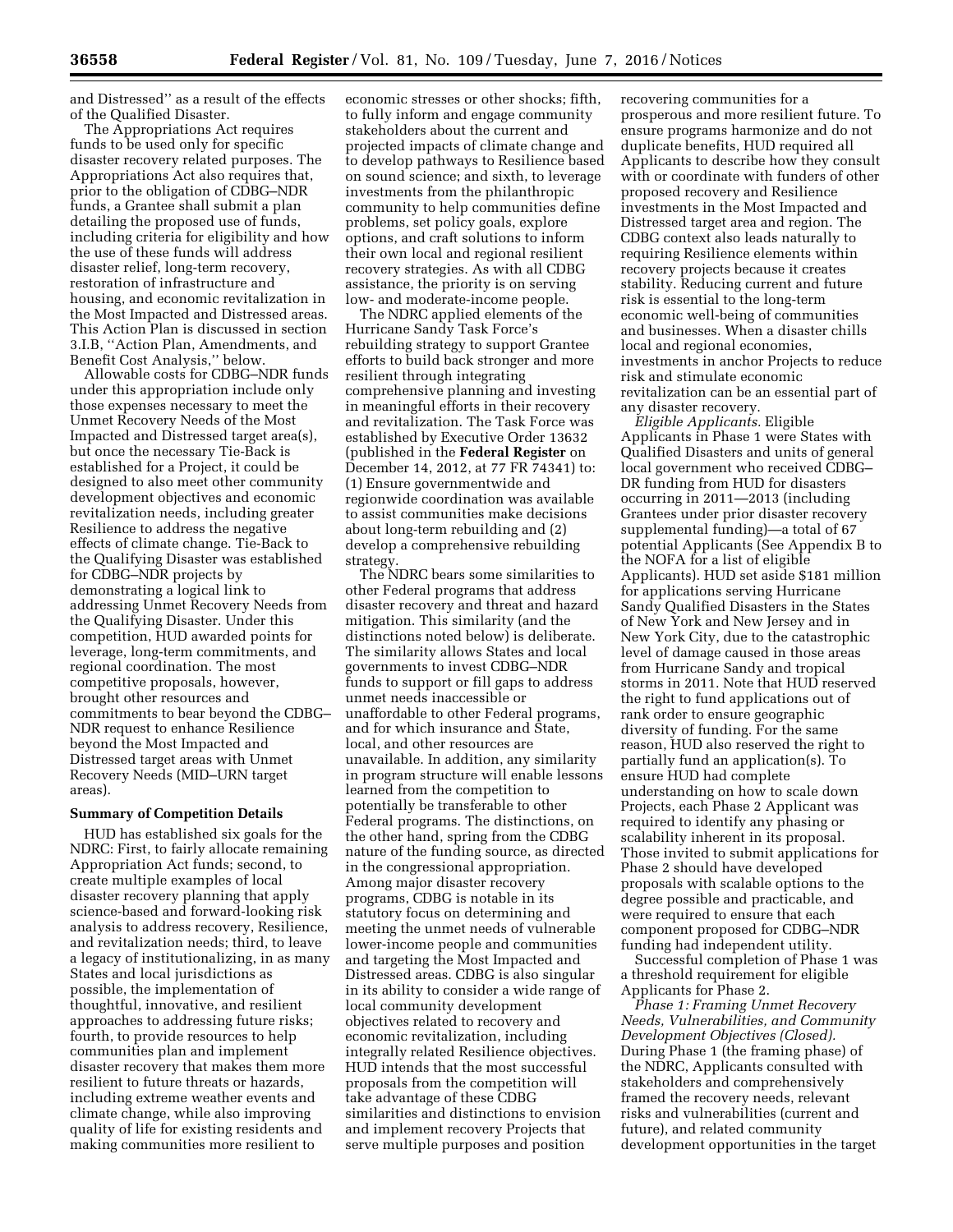and Distressed'' as a result of the effects of the Qualified Disaster.

The Appropriations Act requires funds to be used only for specific disaster recovery related purposes. The Appropriations Act also requires that, prior to the obligation of CDBG–NDR funds, a Grantee shall submit a plan detailing the proposed use of funds, including criteria for eligibility and how the use of these funds will address disaster relief, long-term recovery, restoration of infrastructure and housing, and economic revitalization in the Most Impacted and Distressed areas. This Action Plan is discussed in section 3.I.B, ''Action Plan, Amendments, and Benefit Cost Analysis,'' below.

Allowable costs for CDBG–NDR funds under this appropriation include only those expenses necessary to meet the Unmet Recovery Needs of the Most Impacted and Distressed target area(s), but once the necessary Tie-Back is established for a Project, it could be designed to also meet other community development objectives and economic revitalization needs, including greater Resilience to address the negative effects of climate change. Tie-Back to the Qualifying Disaster was established for CDBG–NDR projects by demonstrating a logical link to addressing Unmet Recovery Needs from the Qualifying Disaster. Under this competition, HUD awarded points for leverage, long-term commitments, and regional coordination. The most competitive proposals, however, brought other resources and commitments to bear beyond the CDBG–NDR request to enhance Resilience beyond the Most Impacted and Distressed target areas with Unmet Recovery Needs (MID–URN target areas).

**Summary of Competition Details**

HUD has established six goals for the NDRC: First, to fairly allocate remaining Appropriation Act funds; second, to create multiple examples of local disaster recovery planning that apply science-based and forward-looking risk analysis to address recovery, Resilience, and revitalization needs; third, to leave a legacy of institutionalizing, in as many States and local jurisdictions as possible, the implementation of thoughtful, innovative, and resilient approaches to addressing future risks; fourth, to provide resources to help communities plan and implement disaster recovery that makes them more resilient to future threats or hazards, including extreme weather events and climate change, while also improving quality of life for existing residents and making communities more resilient to economic stresses or other shocks; fifth, to fully inform and engage community stakeholders about the current and projected impacts of climate change and to develop pathways to Resilience based on sound science; and sixth, to leverage investments from the philanthropic community to help communities define problems, set policy goals, explore options, and craft solutions to inform their own local and regional resilient recovery strategies. As with all CDBG assistance, the priority is on serving low- and moderate-income people.

The NDRC applied elements of the Hurricane Sandy Task Force's rebuilding strategy to support Grantee efforts to build back stronger and more resilient through integrating comprehensive planning and investing in meaningful efforts in their recovery and revitalization. The Task Force was established by Executive Order 13632 (published in the **Federal Register** on December 14, 2012, at 77 FR 74341) to: (1) Ensure governmentwide and regionwide coordination was available to assist communities make decisions about long-term rebuilding and (2) develop a comprehensive rebuilding strategy.

The NDRC bears some similarities to other Federal programs that address disaster recovery and threat and hazard mitigation. This similarity (and the distinctions noted below) is deliberate. The similarity allows States and local governments to invest CDBG–NDR funds to support or fill gaps to address unmet needs inaccessible or unaffordable to other Federal programs, and for which insurance and State, local, and other resources are unavailable. In addition, any similarity in program structure will enable lessons learned from the competition to potentially be transferable to other Federal programs. The distinctions, on the other hand, spring from the CDBG nature of the funding source, as directed in the congressional appropriation. Among major disaster recovery programs, CDBG is notable in its statutory focus on determining and meeting the unmet needs of vulnerable lower-income people and communities and targeting the Most Impacted and Distressed areas. CDBG is also singular in its ability to consider a wide range of local community development objectives related to recovery and economic revitalization, including integrally related Resilience objectives. HUD intends that the most successful proposals from the competition will take advantage of these CDBG similarities and distinctions to envision and implement recovery Projects that serve multiple purposes and position recovering communities for a prosperous and more resilient future. To ensure programs harmonize and do not duplicate benefits, HUD required all Applicants to describe how they consult with or coordinate with funders of other proposed recovery and Resilience investments in the Most Impacted and Distressed target area and region. The CDBG context also leads naturally to requiring Resilience elements within recovery projects because it creates stability. Reducing current and future risk is essential to the long-term economic well-being of communities and businesses. When a disaster chills local and regional economies, investments in anchor Projects to reduce risk and stimulate economic revitalization can be an essential part of any disaster recovery.

*Eligible Applicants.* Eligible Applicants in Phase 1 were States with Qualified Disasters and units of general local government who received CDBG–DR funding from HUD for disasters occurring in 2011—2013 (including Grantees under prior disaster recovery supplemental funding)—a total of 67 potential Applicants (See Appendix B to the NOFA for a list of eligible Applicants). HUD set aside $181 million for applications serving Hurricane Sandy Qualified Disasters in the States of New York and New Jersey and in New York City, due to the catastrophic level of damage caused in those areas from Hurricane Sandy and tropical storms in 2011. Note that HUD reserved the right to fund applications out of rank order to ensure geographic diversity of funding. For the same reason, HUD also reserved the right to partially fund an application(s). To ensure HUD had complete understanding on how to scale down Projects, each Phase 2 Applicant was required to identify any phasing or scalability inherent in its proposal. Those invited to submit applications for Phase 2 should have developed proposals with scalable options to the degree possible and practicable, and were required to ensure that each component proposed for CDBG–NDR funding had independent utility.

Successful completion of Phase 1 was a threshold requirement for eligible Applicants for Phase 2.

*Phase 1: Framing Unmet Recovery Needs, Vulnerabilities, and Community Development Objectives (Closed).* During Phase 1 (the framing phase) of the NDRC, Applicants consulted with stakeholders and comprehensively framed the recovery needs, relevant risks and vulnerabilities (current and future), and related community development opportunities in the target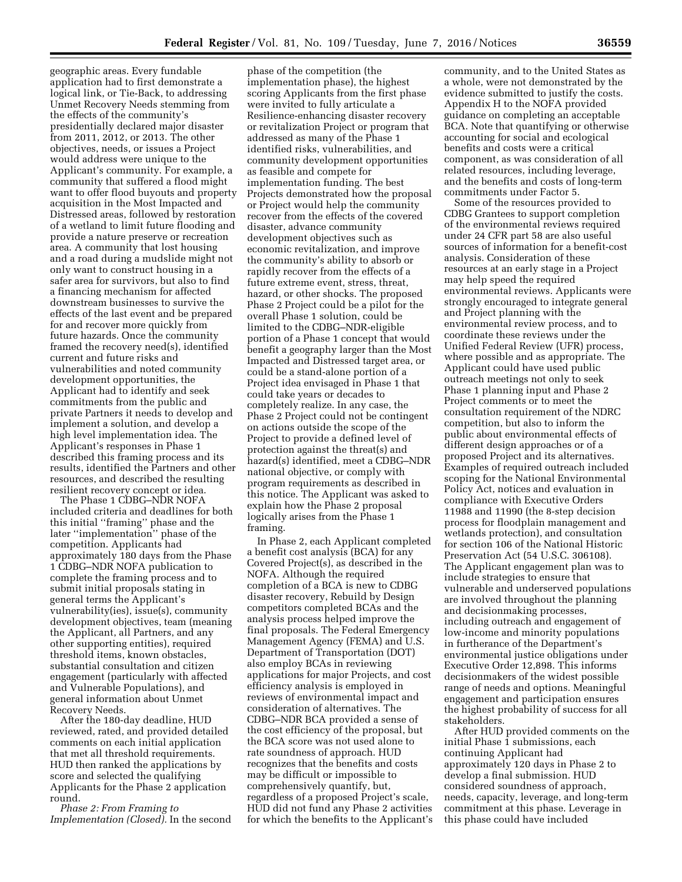geographic areas. Every fundable application had to first demonstrate a logical link, or Tie-Back, to addressing Unmet Recovery Needs stemming from the effects of the community's presidentially declared major disaster from 2011, 2012, or 2013. The other objectives, needs, or issues a Project would address were unique to the Applicant's community. For example, a community that suffered a flood might want to offer flood buyouts and property acquisition in the Most Impacted and Distressed areas, followed by restoration of a wetland to limit future flooding and provide a nature preserve or recreation area. A community that lost housing and a road during a mudslide might not only want to construct housing in a safer area for survivors, but also to find a financing mechanism for affected downstream businesses to survive the effects of the last event and be prepared for and recover more quickly from future hazards. Once the community framed the recovery need(s), identified current and future risks and vulnerabilities and noted community development opportunities, the Applicant had to identify and seek commitments from the public and private Partners it needs to develop and implement a solution, and develop a high level implementation idea. The Applicant's responses in Phase 1 described this framing process and its results, identified the Partners and other resources, and described the resulting resilient recovery concept or idea.

The Phase 1 CDBG–NDR NOFA included criteria and deadlines for both this initial ''framing'' phase and the later ''implementation'' phase of the competition. Applicants had approximately 180 days from the Phase 1 CDBG–NDR NOFA publication to complete the framing process and to submit initial proposals stating in general terms the Applicant's vulnerability(ies), issue(s), community development objectives, team (meaning the Applicant, all Partners, and any other supporting entities), required threshold items, known obstacles, substantial consultation and citizen engagement (particularly with affected and Vulnerable Populations), and general information about Unmet Recovery Needs.

After the 180-day deadline, HUD reviewed, rated, and provided detailed comments on each initial application that met all threshold requirements. HUD then ranked the applications by score and selected the qualifying Applicants for the Phase 2 application round.

*Phase 2: From Framing to Implementation (Closed).* In the second phase of the competition (the implementation phase), the highest scoring Applicants from the first phase were invited to fully articulate a Resilience-enhancing disaster recovery or revitalization Project or program that addressed as many of the Phase 1 identified risks, vulnerabilities, and community development opportunities as feasible and compete for implementation funding. The best Projects demonstrated how the proposal or Project would help the community recover from the effects of the covered disaster, advance community development objectives such as economic revitalization, and improve the community's ability to absorb or rapidly recover from the effects of a future extreme event, stress, threat, hazard, or other shocks. The proposed Phase 2 Project could be a pilot for the overall Phase 1 solution, could be limited to the CDBG–NDR-eligible portion of a Phase 1 concept that would benefit a geography larger than the Most Impacted and Distressed target area, or could be a stand-alone portion of a Project idea envisaged in Phase 1 that could take years or decades to completely realize. In any case, the Phase 2 Project could not be contingent on actions outside the scope of the Project to provide a defined level of protection against the threat(s) and hazard(s) identified, meet a CDBG–NDR national objective, or comply with program requirements as described in this notice. The Applicant was asked to explain how the Phase 2 proposal logically arises from the Phase 1 framing.

In Phase 2, each Applicant completed a benefit cost analysis (BCA) for any Covered Project(s), as described in the NOFA. Although the required completion of a BCA is new to CDBG disaster recovery, Rebuild by Design competitors completed BCAs and the analysis process helped improve the final proposals. The Federal Emergency Management Agency (FEMA) and U.S. Department of Transportation (DOT) also employ BCAs in reviewing applications for major Projects, and cost efficiency analysis is employed in reviews of environmental impact and consideration of alternatives. The CDBG–NDR BCA provided a sense of the cost efficiency of the proposal, but the BCA score was not used alone to rate soundness of approach. HUD recognizes that the benefits and costs may be difficult or impossible to comprehensively quantify, but, regardless of a proposed Project's scale, HUD did not fund any Phase 2 activities for which the benefits to the Applicant's community, and to the United States as a whole, were not demonstrated by the evidence submitted to justify the costs. Appendix H to the NOFA provided guidance on completing an acceptable BCA. Note that quantifying or otherwise accounting for social and ecological benefits and costs were a critical component, as was consideration of all related resources, including leverage, and the benefits and costs of long-term commitments under Factor 5.

Some of the resources provided to CDBG Grantees to support completion of the environmental reviews required under 24 CFR part 58 are also useful sources of information for a benefit-cost analysis. Consideration of these resources at an early stage in a Project may help speed the required environmental reviews. Applicants were strongly encouraged to integrate general and Project planning with the environmental review process, and to coordinate these reviews under the Unified Federal Review (UFR) process, where possible and as appropriate. The Applicant could have used public outreach meetings not only to seek Phase 1 planning input and Phase 2 Project comments or to meet the consultation requirement of the NDRC competition, but also to inform the public about environmental effects of different design approaches or of a proposed Project and its alternatives. Examples of required outreach included scoping for the National Environmental Policy Act, notices and evaluation in compliance with Executive Orders 11988 and 11990 (the 8-step decision process for floodplain management and wetlands protection), and consultation for section 106 of the National Historic Preservation Act (54 U.S.C. 306108). The Applicant engagement plan was to include strategies to ensure that vulnerable and underserved populations are involved throughout the planning and decisionmaking processes, including outreach and engagement of low-income and minority populations in furtherance of the Department's environmental justice obligations under Executive Order 12,898. This informs decisionmakers of the widest possible range of needs and options. Meaningful engagement and participation ensures the highest probability of success for all stakeholders.

After HUD provided comments on the initial Phase 1 submissions, each continuing Applicant had approximately 120 days in Phase 2 to develop a final submission. HUD considered soundness of approach, needs, capacity, leverage, and long-term commitment at this phase. Leverage in this phase could have included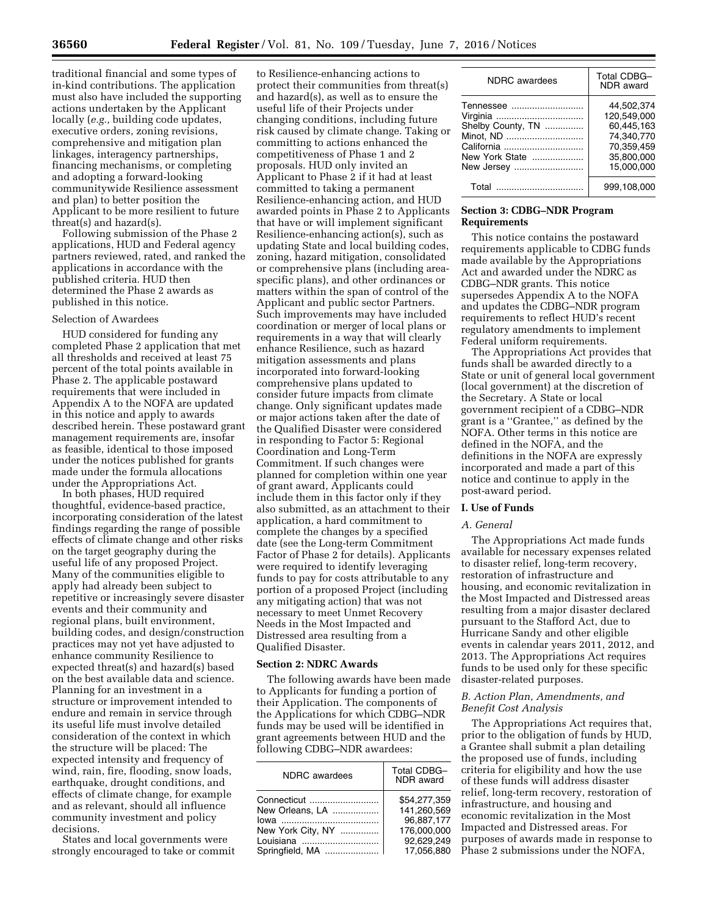traditional financial and some types of in-kind contributions. The application must also have included the supporting actions undertaken by the Applicant locally (*e.g.,* building code updates, executive orders, zoning revisions, comprehensive and mitigation plan linkages, interagency partnerships, financing mechanisms, or completing and adopting a forward-looking communitywide Resilience assessment and plan) to better position the Applicant to be more resilient to future threat(s) and hazard(s).

Following submission of the Phase 2 applications, HUD and Federal agency partners reviewed, rated, and ranked the applications in accordance with the published criteria. HUD then determined the Phase 2 awards as published in this notice.

Selection of Awardees

HUD considered for funding any completed Phase 2 application that met all thresholds and received at least 75 percent of the total points available in Phase 2. The applicable postaward requirements that were included in Appendix A to the NOFA are updated in this notice and apply to awards described herein. These postaward grant management requirements are, insofar as feasible, identical to those imposed under the notices published for grants made under the formula allocations under the Appropriations Act.

In both phases, HUD required thoughtful, evidence-based practice, incorporating consideration of the latest findings regarding the range of possible effects of climate change and other risks on the target geography during the useful life of any proposed Project. Many of the communities eligible to apply had already been subject to repetitive or increasingly severe disaster events and their community and regional plans, built environment, building codes, and design/construction practices may not yet have adjusted to enhance community Resilience to expected threat(s) and hazard(s) based on the best available data and science. Planning for an investment in a structure or improvement intended to endure and remain in service through its useful life must involve detailed consideration of the context in which the structure will be placed: The expected intensity and frequency of wind, rain, fire, flooding, snow loads, earthquake, drought conditions, and effects of climate change, for example and as relevant, should all influence community investment and policy decisions.

States and local governments were strongly encouraged to take or commit to Resilience-enhancing actions to protect their communities from threat(s) and hazard(s), as well as to ensure the useful life of their Projects under changing conditions, including future risk caused by climate change. Taking or committing to actions enhanced the competitiveness of Phase 1 and 2 proposals. HUD only invited an Applicant to Phase 2 if it had at least committed to taking a permanent Resilience-enhancing action, and HUD awarded points in Phase 2 to Applicants that have or will implement significant Resilience-enhancing action(s), such as updating State and local building codes, zoning, hazard mitigation, consolidated or comprehensive plans (including area-specific plans), and other ordinances or matters within the span of control of the Applicant and public sector Partners. Such improvements may have included coordination or merger of local plans or requirements in a way that will clearly enhance Resilience, such as hazard mitigation assessments and plans incorporated into forward-looking comprehensive plans updated to consider future impacts from climate change. Only significant updates made or major actions taken after the date of the Qualified Disaster were considered in responding to Factor 5: Regional Coordination and Long-Term Commitment. If such changes were planned for completion within one year of grant award, Applicants could include them in this factor only if they also submitted, as an attachment to their application, a hard commitment to complete the changes by a specified date (see the Long-term Commitment Factor of Phase 2 for details). Applicants were required to identify leveraging funds to pay for costs attributable to any portion of a proposed Project (including any mitigating action) that was not necessary to meet Unmet Recovery Needs in the Most Impacted and Distressed area resulting from a Qualified Disaster.

## Section 2: NDRC Awards

The following awards have been made to Applicants for funding a portion of their Application. The components of the Applications for which CDBG–NDR funds may be used will be identified in grant agreements between HUD and the following CDBG–NDR awardees:

| NDRC awardees | Total CDBG–NDR award |
|---|---|
| Connecticut | $54,277,359 |
| New Orleans, LA | 141,260,569 |
| Iowa | 96,887,177 |
| New York City, NY | 176,000,000 |
| Louisiana | 92,629,249 |
| Springfield, MA | 17,056,880 |
| Tennessee | 44,502,374 |
| Virginia | 120,549,000 |
| Shelby County, TN | 60,445,163 |
| Minot, ND | 74,340,770 |
| California | 70,359,459 |
| New York State | 35,800,000 |
| New Jersey | 15,000,000 |
| Total | 999,108,000 |

## Section 3: CDBG–NDR Program Requirements

This notice contains the postaward requirements applicable to CDBG funds made available by the Appropriations Act and awarded under the NDRC as CDBG–NDR grants. This notice supersedes Appendix A to the NOFA and updates the CDBG–NDR program requirements to reflect HUD's recent regulatory amendments to implement Federal uniform requirements.

The Appropriations Act provides that funds shall be awarded directly to a State or unit of general local government (local government) at the discretion of the Secretary. A State or local government recipient of a CDBG–NDR grant is a "Grantee," as defined by the NOFA. Other terms in this notice are defined in the NOFA, and the definitions in the NOFA are expressly incorporated and made a part of this notice and continue to apply in the post-award period.

### I. Use of Funds

#### *A. General*

The Appropriations Act made funds available for necessary expenses related to disaster relief, long-term recovery, restoration of infrastructure and housing, and economic revitalization in the Most Impacted and Distressed areas resulting from a major disaster declared pursuant to the Stafford Act, due to Hurricane Sandy and other eligible events in calendar years 2011, 2012, and 2013. The Appropriations Act requires funds to be used only for these specific disaster-related purposes.

#### *B. Action Plan, Amendments, and Benefit Cost Analysis*

The Appropriations Act requires that, prior to the obligation of funds by HUD, a Grantee shall submit a plan detailing the proposed use of funds, including criteria for eligibility and how the use of these funds will address disaster relief, long-term recovery, restoration of infrastructure, and housing and economic revitalization in the Most Impacted and Distressed areas. For purposes of awards made in response to Phase 2 submissions under the NOFA,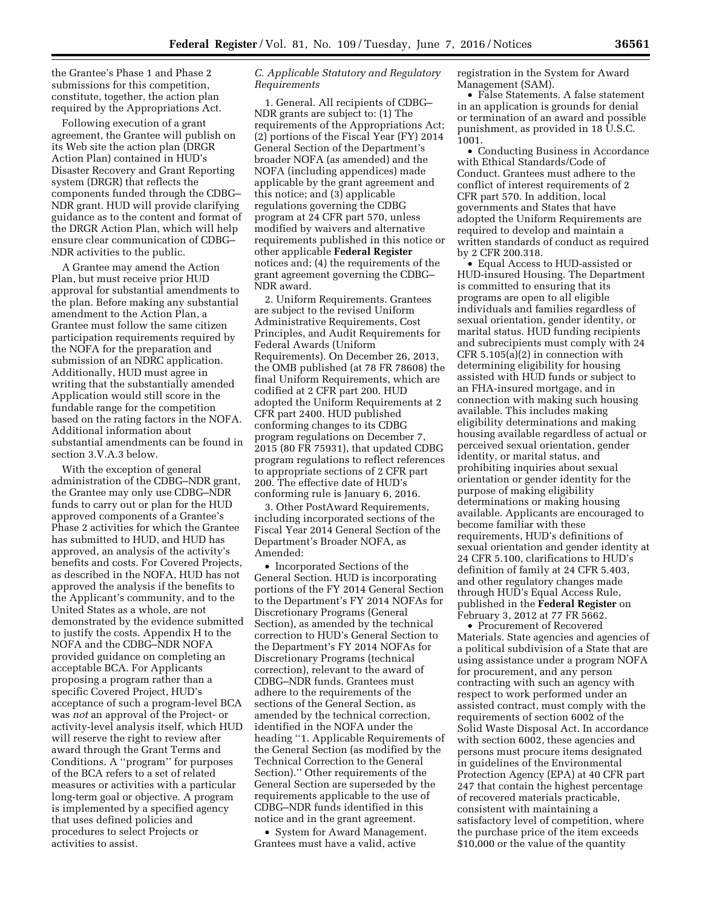the Grantee's Phase 1 and Phase 2 submissions for this competition, constitute, together, the action plan required by the Appropriations Act.

Following execution of a grant agreement, the Grantee will publish on its Web site the action plan (DRGR Action Plan) contained in HUD's Disaster Recovery and Grant Reporting system (DRGR) that reflects the components funded through the CDBG–NDR grant. HUD will provide clarifying guidance as to the content and format of the DRGR Action Plan, which will help ensure clear communication of CDBG–NDR activities to the public.

A Grantee may amend the Action Plan, but must receive prior HUD approval for substantial amendments to the plan. Before making any substantial amendment to the Action Plan, a Grantee must follow the same citizen participation requirements required by the NOFA for the preparation and submission of an NDRC application. Additionally, HUD must agree in writing that the substantially amended Application would still score in the fundable range for the competition based on the rating factors in the NOFA. Additional information about substantial amendments can be found in section 3.V.A.3 below.

With the exception of general administration of the CDBG–NDR grant, the Grantee may only use CDBG–NDR funds to carry out or plan for the HUD approved components of a Grantee's Phase 2 activities for which the Grantee has submitted to HUD, and HUD has approved, an analysis of the activity's benefits and costs. For Covered Projects, as described in the NOFA, HUD has not approved the analysis if the benefits to the Applicant's community, and to the United States as a whole, are not demonstrated by the evidence submitted to justify the costs. Appendix H to the NOFA and the CDBG–NDR NOFA provided guidance on completing an acceptable BCA. For Applicants proposing a program rather than a specific Covered Project, HUD's acceptance of such a program-level BCA was *not* an approval of the Project- or activity-level analysis itself, which HUD will reserve the right to review after award through the Grant Terms and Conditions. A ''program'' for purposes of the BCA refers to a set of related measures or activities with a particular long-term goal or objective. A program is implemented by a specified agency that uses defined policies and procedures to select Projects or activities to assist.

### *C. Applicable Statutory and Regulatory Requirements*

1. General. All recipients of CDBG–NDR grants are subject to: (1) The requirements of the Appropriations Act; (2) portions of the Fiscal Year (FY) 2014 General Section of the Department's broader NOFA (as amended) and the NOFA (including appendices) made applicable by the grant agreement and this notice; and (3) applicable regulations governing the CDBG program at 24 CFR part 570, unless modified by waivers and alternative requirements published in this notice or other applicable **Federal Register** notices and; (4) the requirements of the grant agreement governing the CDBG–NDR award.

2. Uniform Requirements. Grantees are subject to the revised Uniform Administrative Requirements, Cost Principles, and Audit Requirements for Federal Awards (Uniform Requirements). On December 26, 2013, the OMB published (at 78 FR 78608) the final Uniform Requirements, which are codified at 2 CFR part 200. HUD adopted the Uniform Requirements at 2 CFR part 2400. HUD published conforming changes to its CDBG program regulations on December 7, 2015 (80 FR 75931), that updated CDBG program regulations to reflect references to appropriate sections of 2 CFR part 200. The effective date of HUD's conforming rule is January 6, 2016.

3. Other PostAward Requirements, including incorporated sections of the Fiscal Year 2014 General Section of the Department's Broader NOFA, as Amended:

- Incorporated Sections of the General Section. HUD is incorporating portions of the FY 2014 General Section to the Department's FY 2014 NOFAs for Discretionary Programs (General Section), as amended by the technical correction to HUD's General Section to the Department's FY 2014 NOFAs for Discretionary Programs (technical correction), relevant to the award of CDBG–NDR funds. Grantees must adhere to the requirements of the sections of the General Section, as amended by the technical correction, identified in the NOFA under the heading ''1. Applicable Requirements of the General Section (as modified by the Technical Correction to the General Section).'' Other requirements of the General Section are superseded by the requirements applicable to the use of CDBG–NDR funds identified in this notice and in the grant agreement.
- System for Award Management. Grantees must have a valid, active registration in the System for Award Management (SAM).
- False Statements. A false statement in an application is grounds for denial or termination of an award and possible punishment, as provided in 18 U.S.C. 1001.
- Conducting Business in Accordance with Ethical Standards/Code of Conduct. Grantees must adhere to the conflict of interest requirements of 2 CFR part 570. In addition, local governments and States that have adopted the Uniform Requirements are required to develop and maintain a written standards of conduct as required by 2 CFR 200.318.
- Equal Access to HUD-assisted or HUD-insured Housing. The Department is committed to ensuring that its programs are open to all eligible individuals and families regardless of sexual orientation, gender identity, or marital status. HUD funding recipients and subrecipients must comply with 24 CFR 5.105(a)(2) in connection with determining eligibility for housing assisted with HUD funds or subject to an FHA-insured mortgage, and in connection with making such housing available. This includes making eligibility determinations and making housing available regardless of actual or perceived sexual orientation, gender identity, or marital status, and prohibiting inquiries about sexual orientation or gender identity for the purpose of making eligibility determinations or making housing available. Applicants are encouraged to become familiar with these requirements, HUD's definitions of sexual orientation and gender identity at 24 CFR 5.100, clarifications to HUD's definition of family at 24 CFR 5.403, and other regulatory changes made through HUD's Equal Access Rule, published in the **Federal Register** on February 3, 2012 at 77 FR 5662.
- Procurement of Recovered Materials. State agencies and agencies of a political subdivision of a State that are using assistance under a program NOFA for procurement, and any person contracting with such an agency with respect to work performed under an assisted contract, must comply with the requirements of section 6002 of the Solid Waste Disposal Act. In accordance with section 6002, these agencies and persons must procure items designated in guidelines of the Environmental Protection Agency (EPA) at 40 CFR part 247 that contain the highest percentage of recovered materials practicable, consistent with maintaining a satisfactory level of competition, where the purchase price of the item exceeds $10,000 or the value of the quantity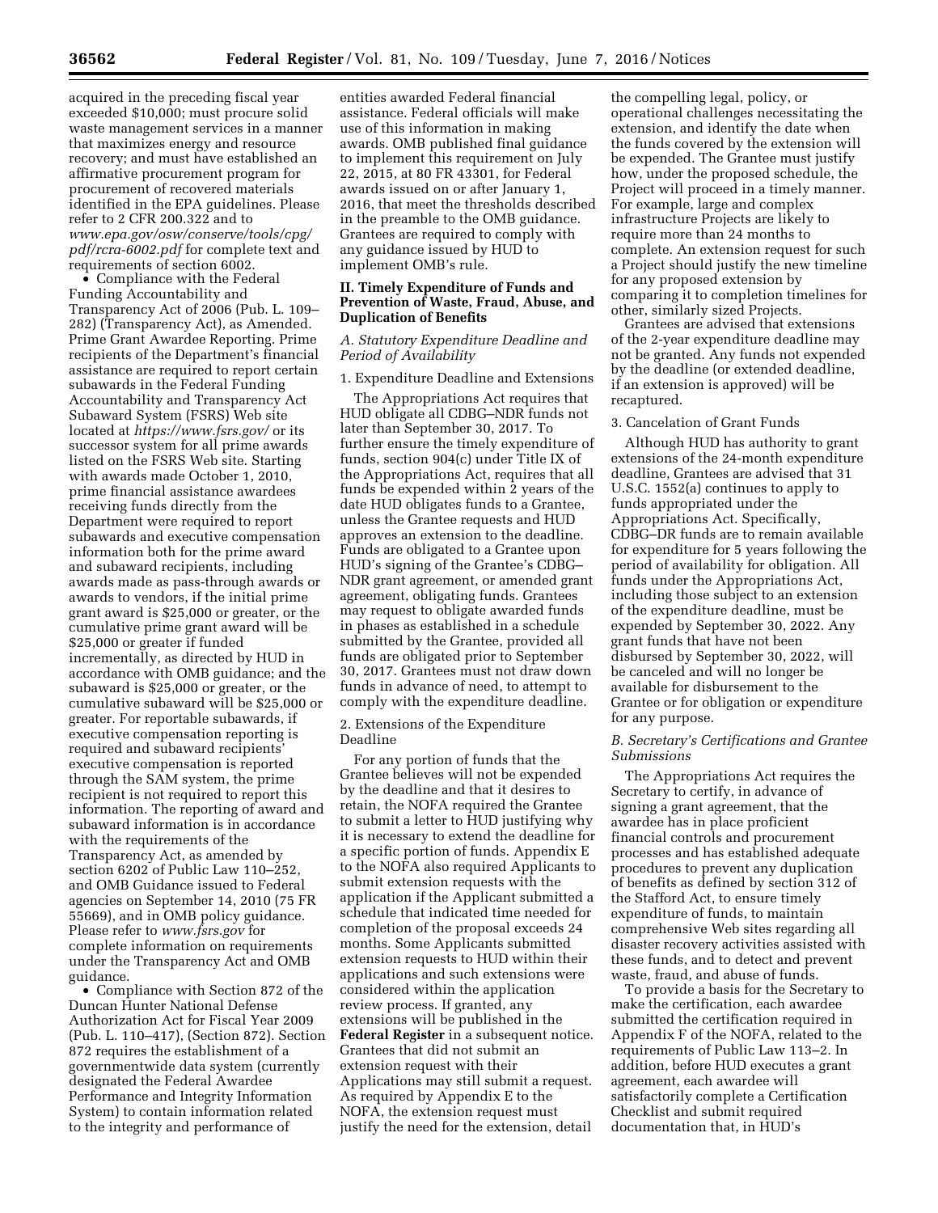acquired in the preceding fiscal year exceeded $10,000; must procure solid waste management services in a manner that maximizes energy and resource recovery; and must have established an affirmative procurement program for procurement of recovered materials identified in the EPA guidelines. Please refer to 2 CFR 200.322 and to *www.epa.gov/osw/conserve/tools/cpg/pdf/rcra-6002.pdf* for complete text and requirements of section 6002.

- Compliance with the Federal Funding Accountability and Transparency Act of 2006 (Pub. L. 109–282) (Transparency Act), as Amended. Prime Grant Awardee Reporting. Prime recipients of the Department's financial assistance are required to report certain subawards in the Federal Funding Accountability and Transparency Act Subaward System (FSRS) Web site located at *https://www.fsrs.gov/* or its successor system for all prime awards listed on the FSRS Web site. Starting with awards made October 1, 2010, prime financial assistance awardees receiving funds directly from the Department were required to report subawards and executive compensation information both for the prime award and subaward recipients, including awards made as pass-through awards or awards to vendors, if the initial prime grant award is $25,000 or greater, or the cumulative prime grant award will be $25,000 or greater if funded incrementally, as directed by HUD in accordance with OMB guidance; and the subaward is $25,000 or greater, or the cumulative subaward will be $25,000 or greater. For reportable subawards, if executive compensation reporting is required and subaward recipients' executive compensation is reported through the SAM system, the prime recipient is not required to report this information. The reporting of award and subaward information is in accordance with the requirements of the Transparency Act, as amended by section 6202 of Public Law 110–252, and OMB Guidance issued to Federal agencies on September 14, 2010 (75 FR 55669), and in OMB policy guidance. Please refer to *www.fsrs.gov* for complete information on requirements under the Transparency Act and OMB guidance.
- Compliance with Section 872 of the Duncan Hunter National Defense Authorization Act for Fiscal Year 2009 (Pub. L. 110–417), (Section 872). Section 872 requires the establishment of a governmentwide data system (currently designated the Federal Awardee Performance and Integrity Information System) to contain information related to the integrity and performance of entities awarded Federal financial assistance. Federal officials will make use of this information in making awards. OMB published final guidance to implement this requirement on July 22, 2015, at 80 FR 43301, for Federal awards issued on or after January 1, 2016, that meet the thresholds described in the preamble to the OMB guidance. Grantees are required to comply with any guidance issued by HUD to implement OMB's rule.

## II. Timely Expenditure of Funds and Prevention of Waste, Fraud, Abuse, and Duplication of Benefits

### *A. Statutory Expenditure Deadline and Period of Availability*

1. Expenditure Deadline and Extensions

The Appropriations Act requires that HUD obligate all CDBG–NDR funds not later than September 30, 2017. To further ensure the timely expenditure of funds, section 904(c) under Title IX of the Appropriations Act, requires that all funds be expended within 2 years of the date HUD obligates funds to a Grantee, unless the Grantee requests and HUD approves an extension to the deadline. Funds are obligated to a Grantee upon HUD's signing of the Grantee's CDBG–NDR grant agreement, or amended grant agreement, obligating funds. Grantees may request to obligate awarded funds in phases as established in a schedule submitted by the Grantee, provided all funds are obligated prior to September 30, 2017. Grantees must not draw down funds in advance of need, to attempt to comply with the expenditure deadline.

2. Extensions of the Expenditure Deadline

For any portion of funds that the Grantee believes will not be expended by the deadline and that it desires to retain, the NOFA required the Grantee to submit a letter to HUD justifying why it is necessary to extend the deadline for a specific portion of funds. Appendix E to the NOFA also required Applicants to submit extension requests with the application if the Applicant submitted a schedule that indicated time needed for completion of the proposal exceeds 24 months. Some Applicants submitted extension requests to HUD within their applications and such extensions were considered within the application review process. If granted, any extensions will be published in the **Federal Register** in a subsequent notice. Grantees that did not submit an extension request with their Applications may still submit a request. As required by Appendix E to the NOFA, the extension request must justify the need for the extension, detail the compelling legal, policy, or operational challenges necessitating the extension, and identify the date when the funds covered by the extension will be expended. The Grantee must justify how, under the proposed schedule, the Project will proceed in a timely manner. For example, large and complex infrastructure Projects are likely to require more than 24 months to complete. An extension request for such a Project should justify the new timeline for any proposed extension by comparing it to completion timelines for other, similarly sized Projects.

Grantees are advised that extensions of the 2-year expenditure deadline may not be granted. Any funds not expended by the deadline (or extended deadline, if an extension is approved) will be recaptured.

3. Cancelation of Grant Funds

Although HUD has authority to grant extensions of the 24-month expenditure deadline, Grantees are advised that 31 U.S.C. 1552(a) continues to apply to funds appropriated under the Appropriations Act. Specifically, CDBG–DR funds are to remain available for expenditure for 5 years following the period of availability for obligation. All funds under the Appropriations Act, including those subject to an extension of the expenditure deadline, must be expended by September 30, 2022. Any grant funds that have not been disbursed by September 30, 2022, will be canceled and will no longer be available for disbursement to the Grantee or for obligation or expenditure for any purpose.

### *B. Secretary's Certifications and Grantee Submissions*

The Appropriations Act requires the Secretary to certify, in advance of signing a grant agreement, that the awardee has in place proficient financial controls and procurement processes and has established adequate procedures to prevent any duplication of benefits as defined by section 312 of the Stafford Act, to ensure timely expenditure of funds, to maintain comprehensive Web sites regarding all disaster recovery activities assisted with these funds, and to detect and prevent waste, fraud, and abuse of funds.

To provide a basis for the Secretary to make the certification, each awardee submitted the certification required in Appendix F of the NOFA, related to the requirements of Public Law 113–2. In addition, before HUD executes a grant agreement, each awardee will satisfactorily complete a Certification Checklist and submit required documentation that, in HUD's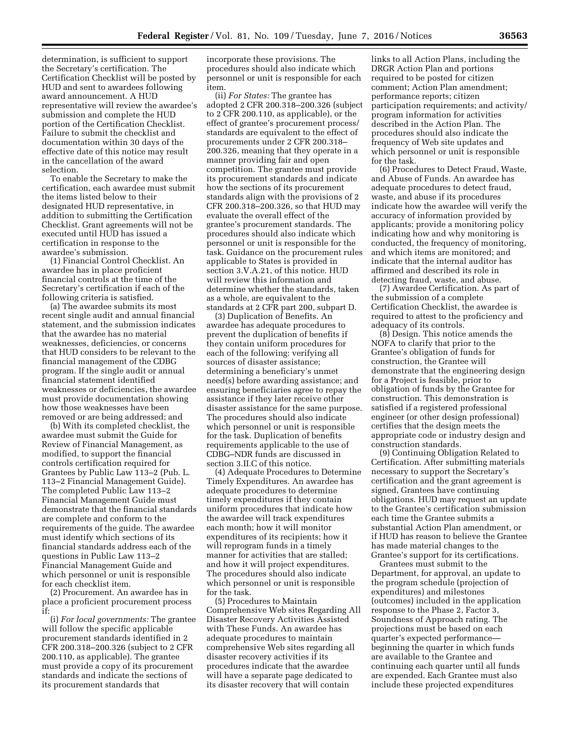determination, is sufficient to support the Secretary's certification. The Certification Checklist will be posted by HUD and sent to awardees following award announcement. A HUD representative will review the awardee's submission and complete the HUD portion of the Certification Checklist. Failure to submit the checklist and documentation within 30 days of the effective date of this notice may result in the cancellation of the award selection.

To enable the Secretary to make the certification, each awardee must submit the items listed below to their designated HUD representative, in addition to submitting the Certification Checklist. Grant agreements will not be executed until HUD has issued a certification in response to the awardee's submission.

(1) Financial Control Checklist. An awardee has in place proficient financial controls at the time of the Secretary's certification if each of the following criteria is satisfied.

(a) The awardee submits its most recent single audit and annual financial statement, and the submission indicates that the awardee has no material weaknesses, deficiencies, or concerns that HUD considers to be relevant to the financial management of the CDBG program. If the single audit or annual financial statement identified weaknesses or deficiencies, the awardee must provide documentation showing how those weaknesses have been removed or are being addressed; and

(b) With its completed checklist, the awardee must submit the Guide for Review of Financial Management, as modified, to support the financial controls certification required for Grantees by Public Law 113–2 (Pub. L. 113–2 Financial Management Guide). The completed Public Law 113–2 Financial Management Guide must demonstrate that the financial standards are complete and conform to the requirements of the guide. The awardee must identify which sections of its financial standards address each of the questions in Public Law 113–2 Financial Management Guide and which personnel or unit is responsible for each checklist item.

(2) Procurement. An awardee has in place a proficient procurement process if:

(i) *For local governments:* The grantee will follow the specific applicable procurement standards identified in 2 CFR 200.318–200.326 (subject to 2 CFR 200.110, as applicable). The grantee must provide a copy of its procurement standards and indicate the sections of its procurement standards that incorporate these provisions. The procedures should also indicate which personnel or unit is responsible for each item.

(ii) *For States:* The grantee has adopted 2 CFR 200.318–200.326 (subject to 2 CFR 200.110, as applicable), or the effect of grantee's procurement process/standards are equivalent to the effect of procurements under 2 CFR 200.318–200.326, meaning that they operate in a manner providing fair and open competition. The grantee must provide its procurement standards and indicate how the sections of its procurement standards align with the provisions of 2 CFR 200.318–200.326, so that HUD may evaluate the overall effect of the grantee's procurement standards. The procedures should also indicate which personnel or unit is responsible for the task. Guidance on the procurement rules applicable to States is provided in section 3.V.A.21, of this notice. HUD will review this information and determine whether the standards, taken as a whole, are equivalent to the standards at 2 CFR part 200, subpart D.

(3) Duplication of Benefits. An awardee has adequate procedures to prevent the duplication of benefits if they contain uniform procedures for each of the following: verifying all sources of disaster assistance; determining a beneficiary's unmet need(s) before awarding assistance; and ensuring beneficiaries agree to repay the assistance if they later receive other disaster assistance for the same purpose. The procedures should also indicate which personnel or unit is responsible for the task. Duplication of benefits requirements applicable to the use of CDBG–NDR funds are discussed in section 3.II.C of this notice.

(4) Adequate Procedures to Determine Timely Expenditures. An awardee has adequate procedures to determine timely expenditures if they contain uniform procedures that indicate how the awardee will track expenditures each month; how it will monitor expenditures of its recipients; how it will reprogram funds in a timely manner for activities that are stalled; and how it will project expenditures. The procedures should also indicate which personnel or unit is responsible for the task.

(5) Procedures to Maintain Comprehensive Web sites Regarding All Disaster Recovery Activities Assisted with These Funds. An awardee has adequate procedures to maintain comprehensive Web sites regarding all disaster recovery activities if its procedures indicate that the awardee will have a separate page dedicated to its disaster recovery that will contain links to all Action Plans, including the DRGR Action Plan and portions required to be posted for citizen comment; Action Plan amendment; performance reports; citizen participation requirements; and activity/program information for activities described in the Action Plan. The procedures should also indicate the frequency of Web site updates and which personnel or unit is responsible for the task.

(6) Procedures to Detect Fraud, Waste, and Abuse of Funds. An awardee has adequate procedures to detect fraud, waste, and abuse if its procedures indicate how the awardee will verify the accuracy of information provided by applicants; provide a monitoring policy indicating how and why monitoring is conducted, the frequency of monitoring, and which items are monitored; and indicate that the internal auditor has affirmed and described its role in detecting fraud, waste, and abuse.

(7) Awardee Certification. As part of the submission of a complete Certification Checklist, the awardee is required to attest to the proficiency and adequacy of its controls.

(8) Design. This notice amends the NOFA to clarify that prior to the Grantee's obligation of funds for construction, the Grantee will demonstrate that the engineering design for a Project is feasible, prior to obligation of funds by the Grantee for construction. This demonstration is satisfied if a registered professional engineer (or other design professional) certifies that the design meets the appropriate code or industry design and construction standards.

(9) Continuing Obligation Related to Certification. After submitting materials necessary to support the Secretary's certification and the grant agreement is signed, Grantees have continuing obligations. HUD may request an update to the Grantee's certification submission each time the Grantee submits a substantial Action Plan amendment, or if HUD has reason to believe the Grantee has made material changes to the Grantee's support for its certifications.

Grantees must submit to the Department, for approval, an update to the program schedule (projection of expenditures) and milestones (outcomes) included in the application response to the Phase 2, Factor 3, Soundness of Approach rating. The projections must be based on each quarter's expected performance—beginning the quarter in which funds are available to the Grantee and continuing each quarter until all funds are expended. Each Grantee must also include these projected expenditures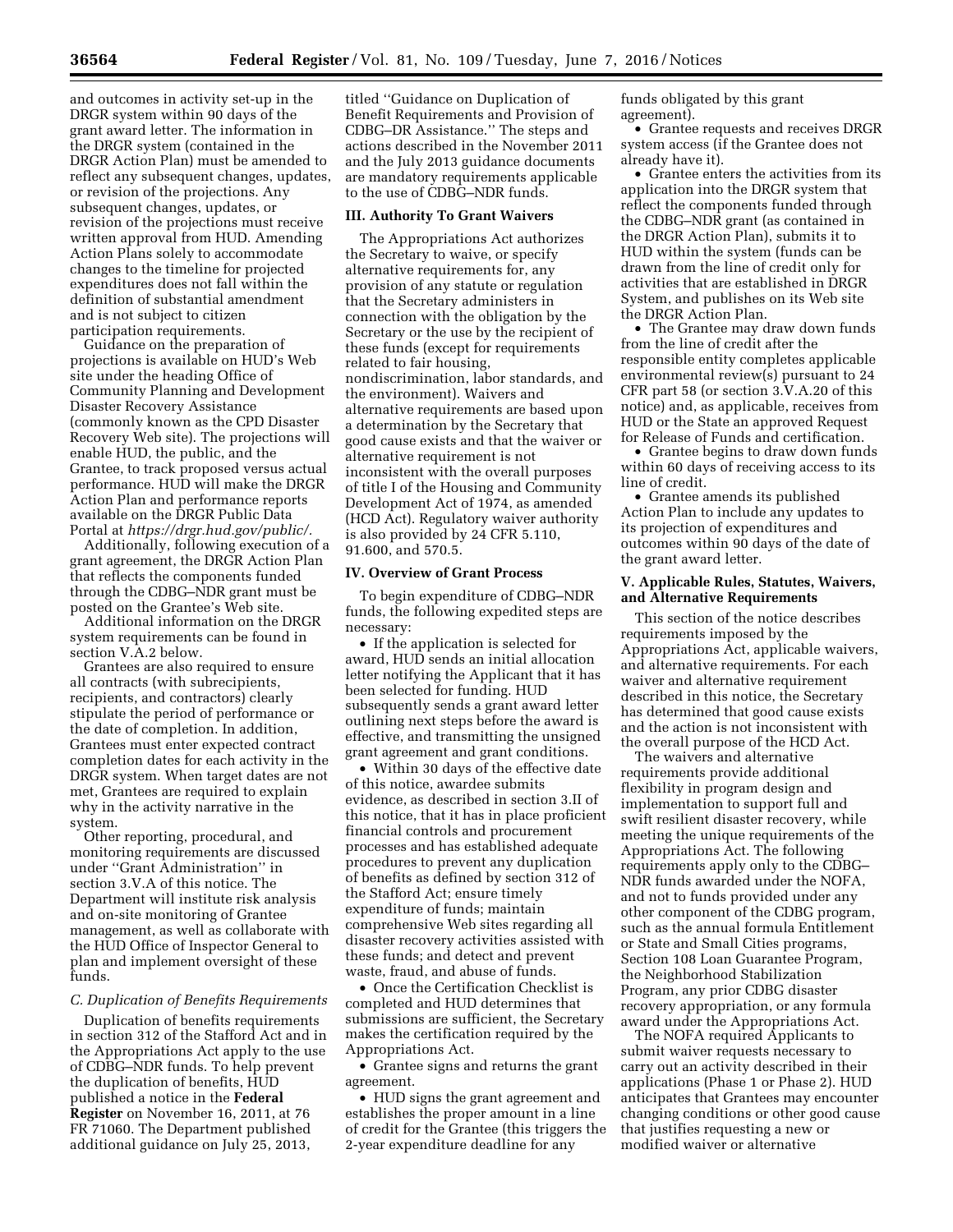and outcomes in activity set-up in the DRGR system within 90 days of the grant award letter. The information in the DRGR system (contained in the DRGR Action Plan) must be amended to reflect any subsequent changes, updates, or revision of the projections. Any subsequent changes, updates, or revision of the projections must receive written approval from HUD. Amending Action Plans solely to accommodate changes to the timeline for projected expenditures does not fall within the definition of substantial amendment and is not subject to citizen participation requirements.

Guidance on the preparation of projections is available on HUD's Web site under the heading Office of Community Planning and Development Disaster Recovery Assistance (commonly known as the CPD Disaster Recovery Web site). The projections will enable HUD, the public, and the Grantee, to track proposed versus actual performance. HUD will make the DRGR Action Plan and performance reports available on the DRGR Public Data Portal at *https://drgr.hud.gov/public/.*

Additionally, following execution of a grant agreement, the DRGR Action Plan that reflects the components funded through the CDBG–NDR grant must be posted on the Grantee's Web site.

Additional information on the DRGR system requirements can be found in section V.A.2 below.

Grantees are also required to ensure all contracts (with subrecipients, recipients, and contractors) clearly stipulate the period of performance or the date of completion. In addition, Grantees must enter expected contract completion dates for each activity in the DRGR system. When target dates are not met, Grantees are required to explain why in the activity narrative in the system.

Other reporting, procedural, and monitoring requirements are discussed under ''Grant Administration'' in section 3.V.A of this notice. The Department will institute risk analysis and on-site monitoring of Grantee management, as well as collaborate with the HUD Office of Inspector General to plan and implement oversight of these funds.

### *C. Duplication of Benefits Requirements*

Duplication of benefits requirements in section 312 of the Stafford Act and in the Appropriations Act apply to the use of CDBG–NDR funds. To help prevent the duplication of benefits, HUD published a notice in the **Federal Register** on November 16, 2011, at 76 FR 71060. The Department published additional guidance on July 25, 2013, titled ''Guidance on Duplication of Benefit Requirements and Provision of CDBG–DR Assistance.'' The steps and actions described in the November 2011 and the July 2013 guidance documents are mandatory requirements applicable to the use of CDBG–NDR funds.

## III. Authority To Grant Waivers

The Appropriations Act authorizes the Secretary to waive, or specify alternative requirements for, any provision of any statute or regulation that the Secretary administers in connection with the obligation by the Secretary or the use by the recipient of these funds (except for requirements related to fair housing, nondiscrimination, labor standards, and the environment). Waivers and alternative requirements are based upon a determination by the Secretary that good cause exists and that the waiver or alternative requirement is not inconsistent with the overall purposes of title I of the Housing and Community Development Act of 1974, as amended (HCD Act). Regulatory waiver authority is also provided by 24 CFR 5.110, 91.600, and 570.5.

## IV. Overview of Grant Process

To begin expenditure of CDBG–NDR funds, the following expedited steps are necessary:

- If the application is selected for award, HUD sends an initial allocation letter notifying the Applicant that it has been selected for funding. HUD subsequently sends a grant award letter outlining next steps before the award is effective, and transmitting the unsigned grant agreement and grant conditions.
- Within 30 days of the effective date of this notice, awardee submits evidence, as described in section 3.II of this notice, that it has in place proficient financial controls and procurement processes and has established adequate procedures to prevent any duplication of benefits as defined by section 312 of the Stafford Act; ensure timely expenditure of funds; maintain comprehensive Web sites regarding all disaster recovery activities assisted with these funds; and detect and prevent waste, fraud, and abuse of funds.
- Once the Certification Checklist is completed and HUD determines that submissions are sufficient, the Secretary makes the certification required by the Appropriations Act.
- Grantee signs and returns the grant agreement.
- HUD signs the grant agreement and establishes the proper amount in a line of credit for the Grantee (this triggers the 2-year expenditure deadline for any funds obligated by this grant agreement).
- Grantee requests and receives DRGR system access (if the Grantee does not already have it).
- Grantee enters the activities from its application into the DRGR system that reflect the components funded through the CDBG–NDR grant (as contained in the DRGR Action Plan), submits it to HUD within the system (funds can be drawn from the line of credit only for activities that are established in DRGR System, and publishes on its Web site the DRGR Action Plan.
- The Grantee may draw down funds from the line of credit after the responsible entity completes applicable environmental review(s) pursuant to 24 CFR part 58 (or section 3.V.A.20 of this notice) and, as applicable, receives from HUD or the State an approved Request for Release of Funds and certification.
- Grantee begins to draw down funds within 60 days of receiving access to its line of credit.
- Grantee amends its published Action Plan to include any updates to its projection of expenditures and outcomes within 90 days of the date of the grant award letter.

## V. Applicable Rules, Statutes, Waivers, and Alternative Requirements

This section of the notice describes requirements imposed by the Appropriations Act, applicable waivers, and alternative requirements. For each waiver and alternative requirement described in this notice, the Secretary has determined that good cause exists and the action is not inconsistent with the overall purpose of the HCD Act.

The waivers and alternative requirements provide additional flexibility in program design and implementation to support full and swift resilient disaster recovery, while meeting the unique requirements of the Appropriations Act. The following requirements apply only to the CDBG–NDR funds awarded under the NOFA, and not to funds provided under any other component of the CDBG program, such as the annual formula Entitlement or State and Small Cities programs, Section 108 Loan Guarantee Program, the Neighborhood Stabilization Program, any prior CDBG disaster recovery appropriation, or any formula award under the Appropriations Act.

The NOFA required Applicants to submit waiver requests necessary to carry out an activity described in their applications (Phase 1 or Phase 2). HUD anticipates that Grantees may encounter changing conditions or other good cause that justifies requesting a new or modified waiver or alternative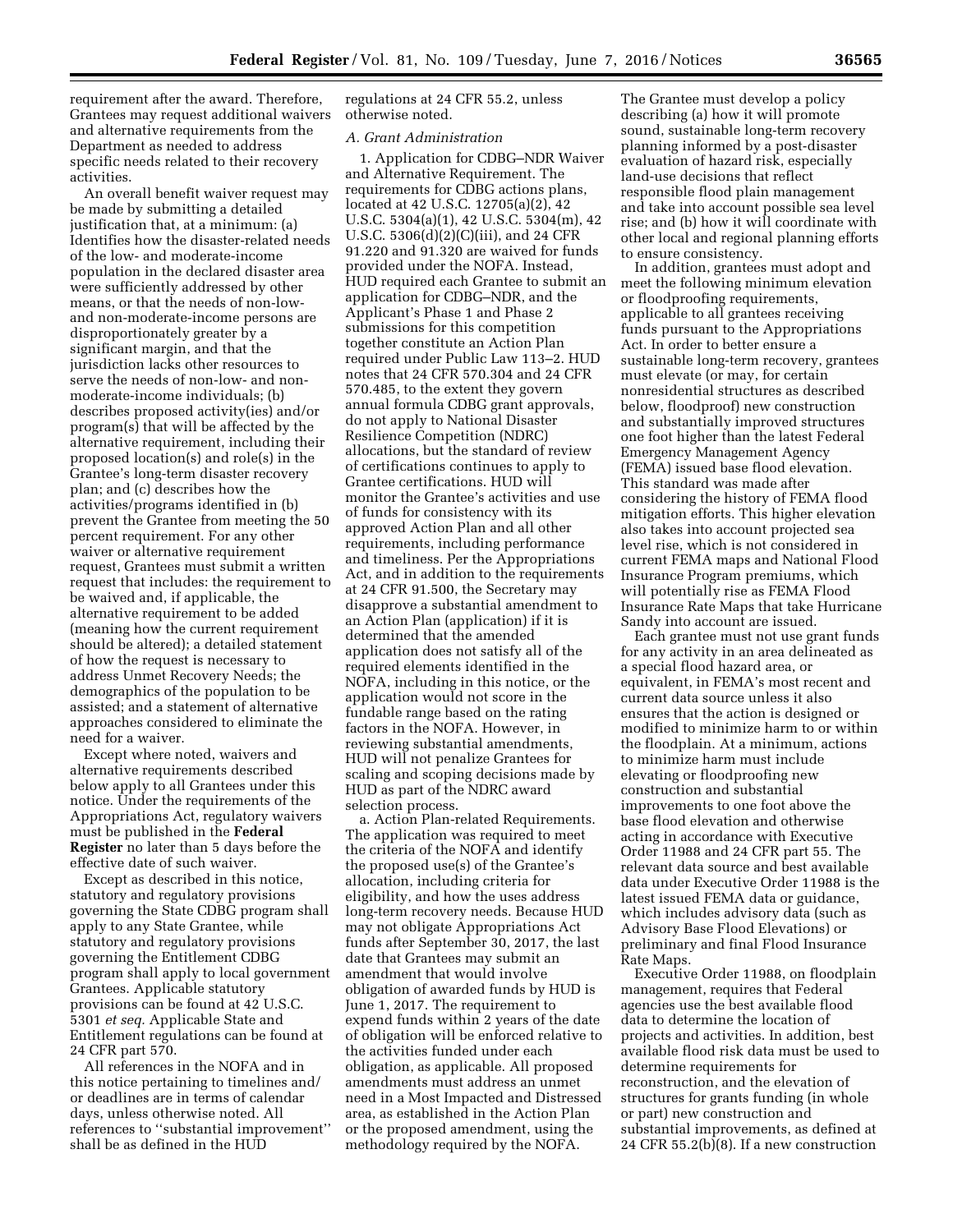requirement after the award. Therefore, Grantees may request additional waivers and alternative requirements from the Department as needed to address specific needs related to their recovery activities.

An overall benefit waiver request may be made by submitting a detailed justification that, at a minimum: (a) Identifies how the disaster-related needs of the low- and moderate-income population in the declared disaster area were sufficiently addressed by other means, or that the needs of non-low- and non-moderate-income persons are disproportionately greater by a significant margin, and that the jurisdiction lacks other resources to serve the needs of non-low- and non-moderate-income individuals; (b) describes proposed activity(ies) and/or program(s) that will be affected by the alternative requirement, including their proposed location(s) and role(s) in the Grantee's long-term disaster recovery plan; and (c) describes how the activities/programs identified in (b) prevent the Grantee from meeting the 50 percent requirement. For any other waiver or alternative requirement request, Grantees must submit a written request that includes: the requirement to be waived and, if applicable, the alternative requirement to be added (meaning how the current requirement should be altered); a detailed statement of how the request is necessary to address Unmet Recovery Needs; the demographics of the population to be assisted; and a statement of alternative approaches considered to eliminate the need for a waiver.

Except where noted, waivers and alternative requirements described below apply to all Grantees under this notice. Under the requirements of the Appropriations Act, regulatory waivers must be published in the **Federal Register** no later than 5 days before the effective date of such waiver.

Except as described in this notice, statutory and regulatory provisions governing the State CDBG program shall apply to any State Grantee, while statutory and regulatory provisions governing the Entitlement CDBG program shall apply to local government Grantees. Applicable statutory provisions can be found at 42 U.S.C. 5301 *et seq.* Applicable State and Entitlement regulations can be found at 24 CFR part 570.

All references in the NOFA and in this notice pertaining to timelines and/or deadlines are in terms of calendar days, unless otherwise noted. All references to ''substantial improvement'' shall be as defined in the HUD regulations at 24 CFR 55.2, unless otherwise noted.

*A. Grant Administration*

1. Application for CDBG–NDR Waiver and Alternative Requirement. The requirements for CDBG actions plans, located at 42 U.S.C. 12705(a)(2), 42 U.S.C. 5304(a)(1), 42 U.S.C. 5304(m), 42 U.S.C. 5306(d)(2)(C)(iii), and 24 CFR 91.220 and 91.320 are waived for funds provided under the NOFA. Instead, HUD required each Grantee to submit an application for CDBG–NDR, and the Applicant's Phase 1 and Phase 2 submissions for this competition together constitute an Action Plan required under Public Law 113–2. HUD notes that 24 CFR 570.304 and 24 CFR 570.485, to the extent they govern annual formula CDBG grant approvals, do not apply to National Disaster Resilience Competition (NDRC) allocations, but the standard of review of certifications continues to apply to Grantee certifications. HUD will monitor the Grantee's activities and use of funds for consistency with its approved Action Plan and all other requirements, including performance and timeliness. Per the Appropriations Act, and in addition to the requirements at 24 CFR 91.500, the Secretary may disapprove a substantial amendment to an Action Plan (application) if it is determined that the amended application does not satisfy all of the required elements identified in the NOFA, including in this notice, or the application would not score in the fundable range based on the rating factors in the NOFA. However, in reviewing substantial amendments, HUD will not penalize Grantees for scaling and scoping decisions made by HUD as part of the NDRC award selection process.

a. Action Plan-related Requirements. The application was required to meet the criteria of the NOFA and identify the proposed use(s) of the Grantee's allocation, including criteria for eligibility, and how the uses address long-term recovery needs. Because HUD may not obligate Appropriations Act funds after September 30, 2017, the last date that Grantees may submit an amendment that would involve obligation of awarded funds by HUD is June 1, 2017. The requirement to expend funds within 2 years of the date of obligation will be enforced relative to the activities funded under each obligation, as applicable. All proposed amendments must address an unmet need in a Most Impacted and Distressed area, as established in the Action Plan or the proposed amendment, using the methodology required by the NOFA.

The Grantee must develop a policy describing (a) how it will promote sound, sustainable long-term recovery planning informed by a post-disaster evaluation of hazard risk, especially land-use decisions that reflect responsible flood plain management and take into account possible sea level rise; and (b) how it will coordinate with other local and regional planning efforts to ensure consistency.

In addition, grantees must adopt and meet the following minimum elevation or floodproofing requirements, applicable to all grantees receiving funds pursuant to the Appropriations Act. In order to better ensure a sustainable long-term recovery, grantees must elevate (or may, for certain nonresidential structures as described below, floodproof) new construction and substantially improved structures one foot higher than the latest Federal Emergency Management Agency (FEMA) issued base flood elevation. This standard was made after considering the history of FEMA flood mitigation efforts. This higher elevation also takes into account projected sea level rise, which is not considered in current FEMA maps and National Flood Insurance Program premiums, which will potentially rise as FEMA Flood Insurance Rate Maps that take Hurricane Sandy into account are issued.

Each grantee must not use grant funds for any activity in an area delineated as a special flood hazard area, or equivalent, in FEMA's most recent and current data source unless it also ensures that the action is designed or modified to minimize harm to or within the floodplain. At a minimum, actions to minimize harm must include elevating or floodproofing new construction and substantial improvements to one foot above the base flood elevation and otherwise acting in accordance with Executive Order 11988 and 24 CFR part 55. The relevant data source and best available data under Executive Order 11988 is the latest issued FEMA data or guidance, which includes advisory data (such as Advisory Base Flood Elevations) or preliminary and final Flood Insurance Rate Maps.

Executive Order 11988, on floodplain management, requires that Federal agencies use the best available flood data to determine the location of projects and activities. In addition, best available flood risk data must be used to determine requirements for reconstruction, and the elevation of structures for grants funding (in whole or part) new construction and substantial improvements, as defined at 24 CFR 55.2(b)(8). If a new construction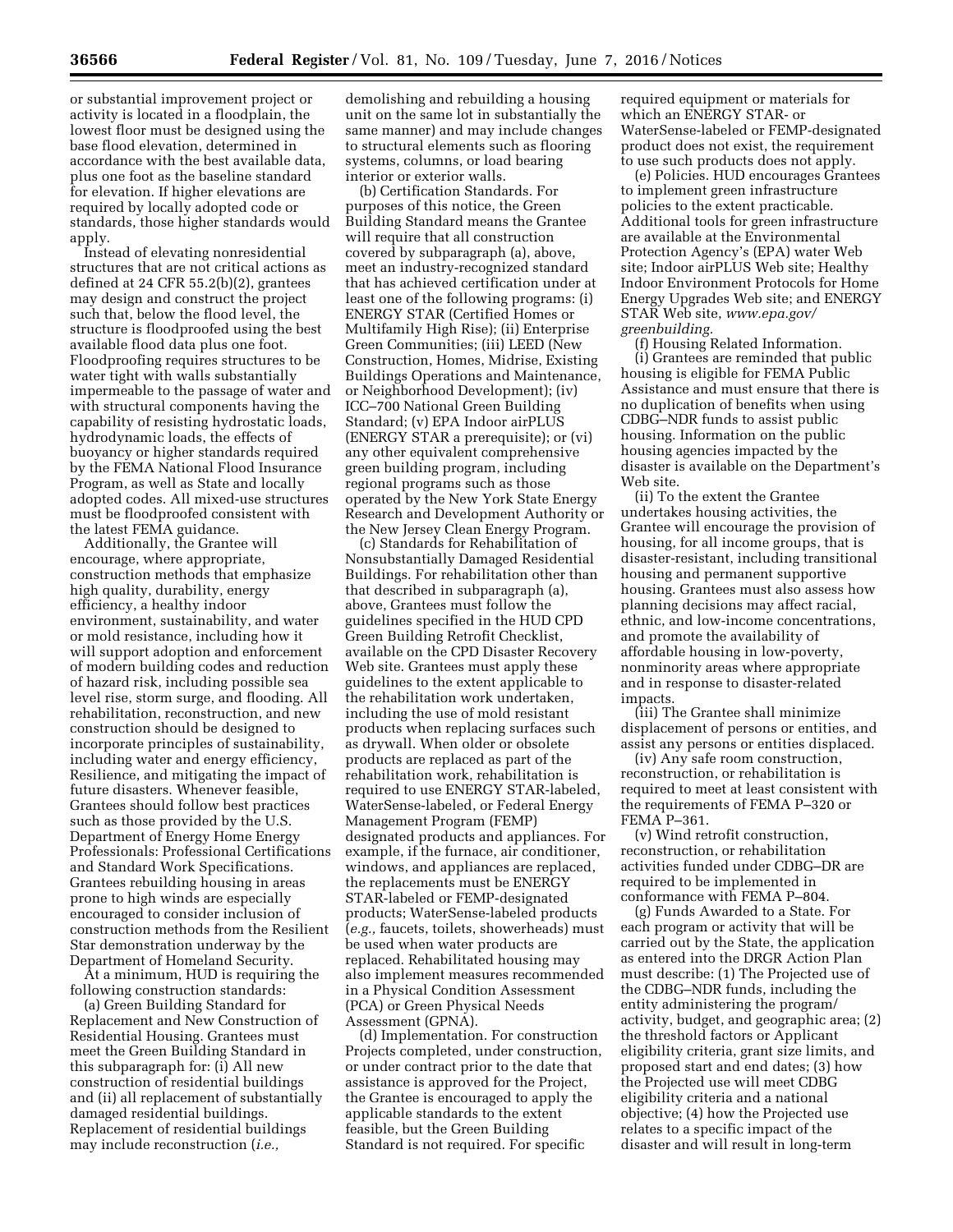or substantial improvement project or activity is located in a floodplain, the lowest floor must be designed using the base flood elevation, determined in accordance with the best available data, plus one foot as the baseline standard for elevation. If higher elevations are required by locally adopted code or standards, those higher standards would apply.

Instead of elevating nonresidential structures that are not critical actions as defined at 24 CFR 55.2(b)(2), grantees may design and construct the project such that, below the flood level, the structure is floodproofed using the best available flood data plus one foot. Floodproofing requires structures to be water tight with walls substantially impermeable to the passage of water and with structural components having the capability of resisting hydrostatic loads, hydrodynamic loads, the effects of buoyancy or higher standards required by the FEMA National Flood Insurance Program, as well as State and locally adopted codes. All mixed-use structures must be floodproofed consistent with the latest FEMA guidance.

Additionally, the Grantee will encourage, where appropriate, construction methods that emphasize high quality, durability, energy efficiency, a healthy indoor environment, sustainability, and water or mold resistance, including how it will support adoption and enforcement of modern building codes and reduction of hazard risk, including possible sea level rise, storm surge, and flooding. All rehabilitation, reconstruction, and new construction should be designed to incorporate principles of sustainability, including water and energy efficiency, Resilience, and mitigating the impact of future disasters. Whenever feasible, Grantees should follow best practices such as those provided by the U.S. Department of Energy Home Energy Professionals: Professional Certifications and Standard Work Specifications. Grantees rebuilding housing in areas prone to high winds are especially encouraged to consider inclusion of construction methods from the Resilient Star demonstration underway by the Department of Homeland Security.

At a minimum, HUD is requiring the following construction standards:

(a) Green Building Standard for Replacement and New Construction of Residential Housing. Grantees must meet the Green Building Standard in this subparagraph for: (i) All new construction of residential buildings and (ii) all replacement of substantially damaged residential buildings. Replacement of residential buildings may include reconstruction (*i.e.,* demolishing and rebuilding a housing unit on the same lot in substantially the same manner) and may include changes to structural elements such as flooring systems, columns, or load bearing interior or exterior walls.

(b) Certification Standards. For purposes of this notice, the Green Building Standard means the Grantee will require that all construction covered by subparagraph (a), above, meet an industry-recognized standard that has achieved certification under at least one of the following programs: (i) ENERGY STAR (Certified Homes or Multifamily High Rise); (ii) Enterprise Green Communities; (iii) LEED (New Construction, Homes, Midrise, Existing Buildings Operations and Maintenance, or Neighborhood Development); (iv) ICC–700 National Green Building Standard; (v) EPA Indoor airPLUS (ENERGY STAR a prerequisite); or (vi) any other equivalent comprehensive green building program, including regional programs such as those operated by the New York State Energy Research and Development Authority or the New Jersey Clean Energy Program.

(c) Standards for Rehabilitation of Nonsubstantially Damaged Residential Buildings. For rehabilitation other than that described in subparagraph (a), above, Grantees must follow the guidelines specified in the HUD CPD Green Building Retrofit Checklist, available on the CPD Disaster Recovery Web site. Grantees must apply these guidelines to the extent applicable to the rehabilitation work undertaken, including the use of mold resistant products when replacing surfaces such as drywall. When older or obsolete products are replaced as part of the rehabilitation work, rehabilitation is required to use ENERGY STAR-labeled, WaterSense-labeled, or Federal Energy Management Program (FEMP) designated products and appliances. For example, if the furnace, air conditioner, windows, and appliances are replaced, the replacements must be ENERGY STAR-labeled or FEMP-designated products; WaterSense-labeled products (*e.g.,* faucets, toilets, showerheads) must be used when water products are replaced. Rehabilitated housing may also implement measures recommended in a Physical Condition Assessment (PCA) or Green Physical Needs Assessment (GPNA).

(d) Implementation. For construction Projects completed, under construction, or under contract prior to the date that assistance is approved for the Project, the Grantee is encouraged to apply the applicable standards to the extent feasible, but the Green Building Standard is not required. For specific required equipment or materials for which an ENERGY STAR- or WaterSense-labeled or FEMP-designated product does not exist, the requirement to use such products does not apply.

(e) Policies. HUD encourages Grantees to implement green infrastructure policies to the extent practicable. Additional tools for green infrastructure are available at the Environmental Protection Agency's (EPA) water Web site; Indoor airPLUS Web site; Healthy Indoor Environment Protocols for Home Energy Upgrades Web site; and ENERGY STAR Web site, *www.epa.gov/greenbuilding.*

(f) Housing Related Information.

(i) Grantees are reminded that public housing is eligible for FEMA Public Assistance and must ensure that there is no duplication of benefits when using CDBG–NDR funds to assist public housing. Information on the public housing agencies impacted by the disaster is available on the Department's Web site.

(ii) To the extent the Grantee undertakes housing activities, the Grantee will encourage the provision of housing, for all income groups, that is disaster-resistant, including transitional housing and permanent supportive housing. Grantees must also assess how planning decisions may affect racial, ethnic, and low-income concentrations, and promote the availability of affordable housing in low-poverty, nonminority areas where appropriate and in response to disaster-related impacts.

(iii) The Grantee shall minimize displacement of persons or entities, and assist any persons or entities displaced.

(iv) Any safe room construction, reconstruction, or rehabilitation is required to meet at least consistent with the requirements of FEMA P–320 or FEMA P–361.

(v) Wind retrofit construction, reconstruction, or rehabilitation activities funded under CDBG–DR are required to be implemented in conformance with FEMA P–804.

(g) Funds Awarded to a State. For each program or activity that will be carried out by the State, the application as entered into the DRGR Action Plan must describe: (1) The Projected use of the CDBG–NDR funds, including the entity administering the program/activity, budget, and geographic area; (2) the threshold factors or Applicant eligibility criteria, grant size limits, and proposed start and end dates; (3) how the Projected use will meet CDBG eligibility criteria and a national objective; (4) how the Projected use relates to a specific impact of the disaster and will result in long-term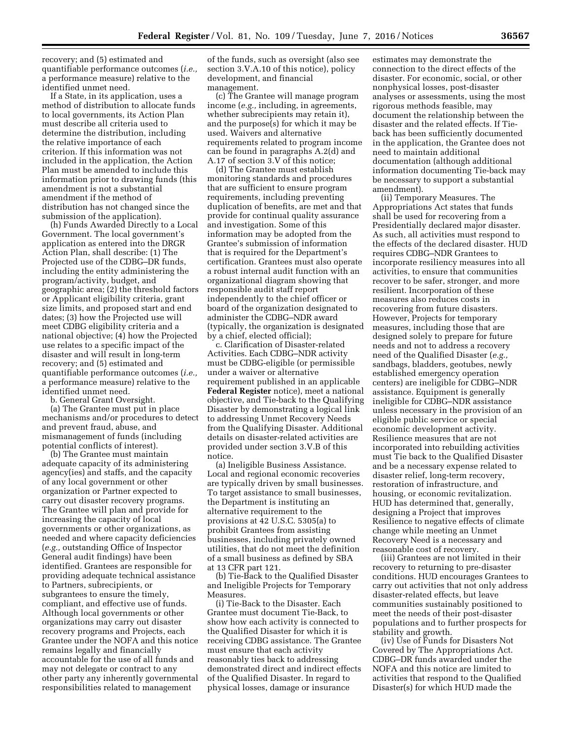recovery; and (5) estimated and quantifiable performance outcomes (*i.e.,* a performance measure) relative to the identified unmet need.

If a State, in its application, uses a method of distribution to allocate funds to local governments, its Action Plan must describe all criteria used to determine the distribution, including the relative importance of each criterion. If this information was not included in the application, the Action Plan must be amended to include this information prior to drawing funds (this amendment is not a substantial amendment if the method of distribution has not changed since the submission of the application).

(h) Funds Awarded Directly to a Local Government. The local government's application as entered into the DRGR Action Plan, shall describe: (1) The Projected use of the CDBG–DR funds, including the entity administering the program/activity, budget, and geographic area; (2) the threshold factors or Applicant eligibility criteria, grant size limits, and proposed start and end dates; (3) how the Projected use will meet CDBG eligibility criteria and a national objective; (4) how the Projected use relates to a specific impact of the disaster and will result in long-term recovery; and (5) estimated and quantifiable performance outcomes (*i.e.,* a performance measure) relative to the identified unmet need.

b. General Grant Oversight.

(a) The Grantee must put in place mechanisms and/or procedures to detect and prevent fraud, abuse, and mismanagement of funds (including potential conflicts of interest).

(b) The Grantee must maintain adequate capacity of its administering agency(ies) and staffs, and the capacity of any local government or other organization or Partner expected to carry out disaster recovery programs. The Grantee will plan and provide for increasing the capacity of local governments or other organizations, as needed and where capacity deficiencies (*e.g.,* outstanding Office of Inspector General audit findings) have been identified. Grantees are responsible for providing adequate technical assistance to Partners, subrecipients, or subgrantees to ensure the timely, compliant, and effective use of funds. Although local governments or other organizations may carry out disaster recovery programs and Projects, each Grantee under the NOFA and this notice remains legally and financially accountable for the use of all funds and may not delegate or contract to any other party any inherently governmental responsibilities related to management of the funds, such as oversight (also see section 3.V.A.10 of this notice), policy development, and financial management.

(c) The Grantee will manage program income (*e.g.,* including, in agreements, whether subrecipients may retain it), and the purpose(s) for which it may be used. Waivers and alternative requirements related to program income can be found in paragraphs A.2(d) and A.17 of section 3.V of this notice;

(d) The Grantee must establish monitoring standards and procedures that are sufficient to ensure program requirements, including preventing duplication of benefits, are met and that provide for continual quality assurance and investigation. Some of this information may be adopted from the Grantee's submission of information that is required for the Department's certification. Grantees must also operate a robust internal audit function with an organizational diagram showing that responsible audit staff report independently to the chief officer or board of the organization designated to administer the CDBG–NDR award (typically, the organization is designated by a chief, elected official);

c. Clarification of Disaster-related Activities. Each CDBG–NDR activity must be CDBG-eligible (or permissible under a waiver or alternative requirement published in an applicable **Federal Register** notice), meet a national objective, and Tie-back to the Qualifying Disaster by demonstrating a logical link to addressing Unmet Recovery Needs from the Qualifying Disaster. Additional details on disaster-related activities are provided under section 3.V.B of this notice.

(a) Ineligible Business Assistance. Local and regional economic recoveries are typically driven by small businesses. To target assistance to small businesses, the Department is instituting an alternative requirement to the provisions at 42 U.S.C. 5305(a) to prohibit Grantees from assisting businesses, including privately owned utilities, that do not meet the definition of a small business as defined by SBA at 13 CFR part 121.

(b) Tie-Back to the Qualified Disaster and Ineligible Projects for Temporary Measures.

(i) Tie-Back to the Disaster. Each Grantee must document Tie-Back, to show how each activity is connected to the Qualified Disaster for which it is receiving CDBG assistance. The Grantee must ensure that each activity reasonably ties back to addressing demonstrated direct and indirect effects of the Qualified Disaster. In regard to physical losses, damage or insurance estimates may demonstrate the connection to the direct effects of the disaster. For economic, social, or other nonphysical losses, post-disaster analyses or assessments, using the most rigorous methods feasible, may document the relationship between the disaster and the related effects. If Tie-back has been sufficiently documented in the application, the Grantee does not need to maintain additional documentation (although additional information documenting Tie-back may be necessary to support a substantial amendment).

(ii) Temporary Measures. The Appropriations Act states that funds shall be used for recovering from a Presidentially declared major disaster. As such, all activities must respond to the effects of the declared disaster. HUD requires CDBG–NDR Grantees to incorporate resiliency measures into all activities, to ensure that communities recover to be safer, stronger, and more resilient. Incorporation of these measures also reduces costs in recovering from future disasters. However, Projects for temporary measures, including those that are designed solely to prepare for future needs and not to address a recovery need of the Qualified Disaster (*e.g.,* sandbags, bladders, geotubes, newly established emergency operation centers) are ineligible for CDBG–NDR assistance. Equipment is generally ineligible for CDBG–NDR assistance unless necessary in the provision of an eligible public service or special economic development activity. Resilience measures that are not incorporated into rebuilding activities must Tie back to the Qualified Disaster and be a necessary expense related to disaster relief, long-term recovery, restoration of infrastructure, and housing, or economic revitalization. HUD has determined that, generally, designing a Project that improves Resilience to negative effects of climate change while meeting an Unmet Recovery Need is a necessary and reasonable cost of recovery.

(iii) Grantees are not limited in their recovery to returning to pre-disaster conditions. HUD encourages Grantees to carry out activities that not only address disaster-related effects, but leave communities sustainably positioned to meet the needs of their post-disaster populations and to further prospects for stability and growth.

(iv) Use of Funds for Disasters Not Covered by The Appropriations Act. CDBG–DR funds awarded under the NOFA and this notice are limited to activities that respond to the Qualified Disaster(s) for which HUD made the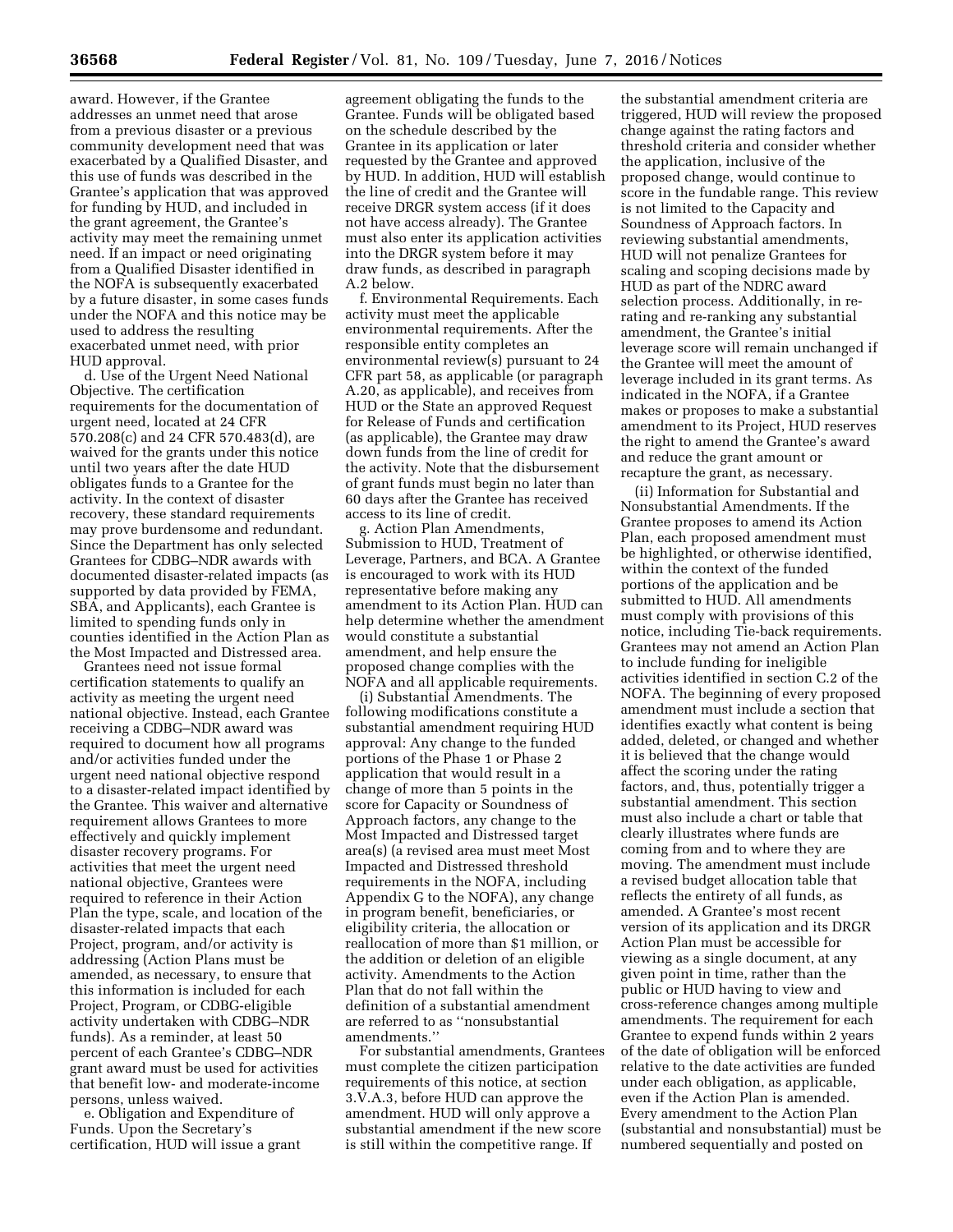award. However, if the Grantee addresses an unmet need that arose from a previous disaster or a previous community development need that was exacerbated by a Qualified Disaster, and this use of funds was described in the Grantee's application that was approved for funding by HUD, and included in the grant agreement, the Grantee's activity may meet the remaining unmet need. If an impact or need originating from a Qualified Disaster identified in the NOFA is subsequently exacerbated by a future disaster, in some cases funds under the NOFA and this notice may be used to address the resulting exacerbated unmet need, with prior HUD approval.

d. Use of the Urgent Need National Objective. The certification requirements for the documentation of urgent need, located at 24 CFR 570.208(c) and 24 CFR 570.483(d), are waived for the grants under this notice until two years after the date HUD obligates funds to a Grantee for the activity. In the context of disaster recovery, these standard requirements may prove burdensome and redundant. Since the Department has only selected Grantees for CDBG–NDR awards with documented disaster-related impacts (as supported by data provided by FEMA, SBA, and Applicants), each Grantee is limited to spending funds only in counties identified in the Action Plan as the Most Impacted and Distressed area.

Grantees need not issue formal certification statements to qualify an activity as meeting the urgent need national objective. Instead, each Grantee receiving a CDBG–NDR award was required to document how all programs and/or activities funded under the urgent need national objective respond to a disaster-related impact identified by the Grantee. This waiver and alternative requirement allows Grantees to more effectively and quickly implement disaster recovery programs. For activities that meet the urgent need national objective, Grantees were required to reference in their Action Plan the type, scale, and location of the disaster-related impacts that each Project, program, and/or activity is addressing (Action Plans must be amended, as necessary, to ensure that this information is included for each Project, Program, or CDBG-eligible activity undertaken with CDBG–NDR funds). As a reminder, at least 50 percent of each Grantee's CDBG–NDR grant award must be used for activities that benefit low- and moderate-income persons, unless waived.

e. Obligation and Expenditure of Funds. Upon the Secretary's certification, HUD will issue a grant agreement obligating the funds to the Grantee. Funds will be obligated based on the schedule described by the Grantee in its application or later requested by the Grantee and approved by HUD. In addition, HUD will establish the line of credit and the Grantee will receive DRGR system access (if it does not have access already). The Grantee must also enter its application activities into the DRGR system before it may draw funds, as described in paragraph A.2 below.

f. Environmental Requirements. Each activity must meet the applicable environmental requirements. After the responsible entity completes an environmental review(s) pursuant to 24 CFR part 58, as applicable (or paragraph A.20, as applicable), and receives from HUD or the State an approved Request for Release of Funds and certification (as applicable), the Grantee may draw down funds from the line of credit for the activity. Note that the disbursement of grant funds must begin no later than 60 days after the Grantee has received access to its line of credit.

g. Action Plan Amendments, Submission to HUD, Treatment of Leverage, Partners, and BCA. A Grantee is encouraged to work with its HUD representative before making any amendment to its Action Plan. HUD can help determine whether the amendment would constitute a substantial amendment, and help ensure the proposed change complies with the NOFA and all applicable requirements.

(i) Substantial Amendments. The following modifications constitute a substantial amendment requiring HUD approval: Any change to the funded portions of the Phase 1 or Phase 2 application that would result in a change of more than 5 points in the score for Capacity or Soundness of Approach factors, any change to the Most Impacted and Distressed target area(s) (a revised area must meet Most Impacted and Distressed threshold requirements in the NOFA, including Appendix G to the NOFA), any change in program benefit, beneficiaries, or eligibility criteria, the allocation or reallocation of more than $1 million, or the addition or deletion of an eligible activity. Amendments to the Action Plan that do not fall within the definition of a substantial amendment are referred to as ''nonsubstantial amendments.''

For substantial amendments, Grantees must complete the citizen participation requirements of this notice, at section 3.V.A.3, before HUD can approve the amendment. HUD will only approve a substantial amendment if the new score is still within the competitive range. If the substantial amendment criteria are triggered, HUD will review the proposed change against the rating factors and threshold criteria and consider whether the application, inclusive of the proposed change, would continue to score in the fundable range. This review is not limited to the Capacity and Soundness of Approach factors. In reviewing substantial amendments, HUD will not penalize Grantees for scaling and scoping decisions made by HUD as part of the NDRC award selection process. Additionally, in re-rating and re-ranking any substantial amendment, the Grantee's initial leverage score will remain unchanged if the Grantee will meet the amount of leverage included in its grant terms. As indicated in the NOFA, if a Grantee makes or proposes to make a substantial amendment to its Project, HUD reserves the right to amend the Grantee's award and reduce the grant amount or recapture the grant, as necessary.

(ii) Information for Substantial and Nonsubstantial Amendments. If the Grantee proposes to amend its Action Plan, each proposed amendment must be highlighted, or otherwise identified, within the context of the funded portions of the application and be submitted to HUD. All amendments must comply with provisions of this notice, including Tie-back requirements. Grantees may not amend an Action Plan to include funding for ineligible activities identified in section C.2 of the NOFA. The beginning of every proposed amendment must include a section that identifies exactly what content is being added, deleted, or changed and whether it is believed that the change would affect the scoring under the rating factors, and, thus, potentially trigger a substantial amendment. This section must also include a chart or table that clearly illustrates where funds are coming from and to where they are moving. The amendment must include a revised budget allocation table that reflects the entirety of all funds, as amended. A Grantee's most recent version of its application and its DRGR Action Plan must be accessible for viewing as a single document, at any given point in time, rather than the public or HUD having to view and cross-reference changes among multiple amendments. The requirement for each Grantee to expend funds within 2 years of the date of obligation will be enforced relative to the date activities are funded under each obligation, as applicable, even if the Action Plan is amended. Every amendment to the Action Plan (substantial and nonsubstantial) must be numbered sequentially and posted on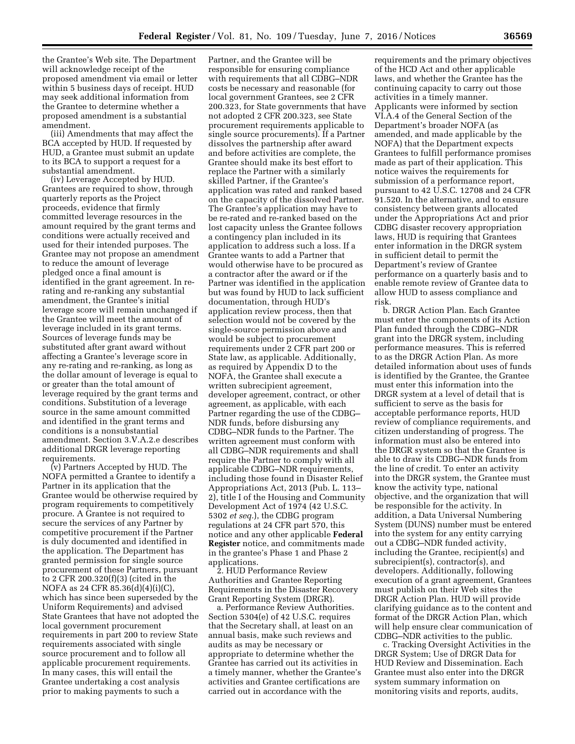the Grantee's Web site. The Department will acknowledge receipt of the proposed amendment via email or letter within 5 business days of receipt. HUD may seek additional information from the Grantee to determine whether a proposed amendment is a substantial amendment.

(iii) Amendments that may affect the BCA accepted by HUD. If requested by HUD, a Grantee must submit an update to its BCA to support a request for a substantial amendment.

(iv) Leverage Accepted by HUD. Grantees are required to show, through quarterly reports as the Project proceeds, evidence that firmly committed leverage resources in the amount required by the grant terms and conditions were actually received and used for their intended purposes. The Grantee may not propose an amendment to reduce the amount of leverage pledged once a final amount is identified in the grant agreement. In re-rating and re-ranking any substantial amendment, the Grantee's initial leverage score will remain unchanged if the Grantee will meet the amount of leverage included in its grant terms. Sources of leverage funds may be substituted after grant award without affecting a Grantee's leverage score in any re-rating and re-ranking, as long as the dollar amount of leverage is equal to or greater than the total amount of leverage required by the grant terms and conditions. Substitution of a leverage source in the same amount committed and identified in the grant terms and conditions is a nonsubstantial amendment. Section 3.V.A.2.e describes additional DRGR leverage reporting requirements.

(v) Partners Accepted by HUD. The NOFA permitted a Grantee to identify a Partner in its application that the Grantee would be otherwise required by program requirements to competitively procure. A Grantee is not required to secure the services of any Partner by competitive procurement if the Partner is duly documented and identified in the application. The Department has granted permission for single source procurement of these Partners, pursuant to 2 CFR 200.320(f)(3) (cited in the NOFA as 24 CFR 85.36(d)(4)(i)(C), which has since been superseded by the Uniform Requirements) and advised State Grantees that have not adopted the local government procurement requirements in part 200 to review State requirements associated with single source procurement and to follow all applicable procurement requirements. In many cases, this will entail the Grantee undertaking a cost analysis prior to making payments to such a Partner, and the Grantee will be responsible for ensuring compliance with requirements that all CDBG–NDR costs be necessary and reasonable (for local government Grantees, see 2 CFR 200.323, for State governments that have not adopted 2 CFR 200.323, see State procurement requirements applicable to single source procurements). If a Partner dissolves the partnership after award and before activities are complete, the Grantee should make its best effort to replace the Partner with a similarly skilled Partner, if the Grantee's application was rated and ranked based on the capacity of the dissolved Partner. The Grantee's application may have to be re-rated and re-ranked based on the lost capacity unless the Grantee follows a contingency plan included in its application to address such a loss. If a Grantee wants to add a Partner that would otherwise have to be procured as a contractor after the award or if the Partner was identified in the application but was found by HUD to lack sufficient documentation, through HUD's application review process, then that selection would not be covered by the single-source permission above and would be subject to procurement requirements under 2 CFR part 200 or State law, as applicable. Additionally, as required by Appendix D to the NOFA, the Grantee shall execute a written subrecipient agreement, developer agreement, contract, or other agreement, as applicable, with each Partner regarding the use of the CDBG–NDR funds, before disbursing any CDBG–NDR funds to the Partner. The written agreement must conform with all CDBG–NDR requirements and shall require the Partner to comply with all applicable CDBG–NDR requirements, including those found in Disaster Relief Appropriations Act, 2013 (Pub. L. 113–2), title I of the Housing and Community Development Act of 1974 (42 U.S.C. 5302 *et seq.*), the CDBG program regulations at 24 CFR part 570, this notice and any other applicable **Federal Register** notice, and commitments made in the grantee's Phase 1 and Phase 2 applications.

2. HUD Performance Review Authorities and Grantee Reporting Requirements in the Disaster Recovery Grant Reporting System (DRGR).

a. Performance Review Authorities. Section 5304(e) of 42 U.S.C. requires that the Secretary shall, at least on an annual basis, make such reviews and audits as may be necessary or appropriate to determine whether the Grantee has carried out its activities in a timely manner, whether the Grantee's activities and Grantee certifications are carried out in accordance with the requirements and the primary objectives of the HCD Act and other applicable laws, and whether the Grantee has the continuing capacity to carry out those activities in a timely manner. Applicants were informed by section VI.A.4 of the General Section of the Department's broader NOFA (as amended, and made applicable by the NOFA) that the Department expects Grantees to fulfill performance promises made as part of their application. This notice waives the requirements for submission of a performance report, pursuant to 42 U.S.C. 12708 and 24 CFR 91.520. In the alternative, and to ensure consistency between grants allocated under the Appropriations Act and prior CDBG disaster recovery appropriation laws, HUD is requiring that Grantees enter information in the DRGR system in sufficient detail to permit the Department's review of Grantee performance on a quarterly basis and to enable remote review of Grantee data to allow HUD to assess compliance and risk.

b. DRGR Action Plan. Each Grantee must enter the components of its Action Plan funded through the CDBG–NDR grant into the DRGR system, including performance measures. This is referred to as the DRGR Action Plan. As more detailed information about uses of funds is identified by the Grantee, the Grantee must enter this information into the DRGR system at a level of detail that is sufficient to serve as the basis for acceptable performance reports, HUD review of compliance requirements, and citizen understanding of progress. The information must also be entered into the DRGR system so that the Grantee is able to draw its CDBG–NDR funds from the line of credit. To enter an activity into the DRGR system, the Grantee must know the activity type, national objective, and the organization that will be responsible for the activity. In addition, a Data Universal Numbering System (DUNS) number must be entered into the system for any entity carrying out a CDBG–NDR funded activity, including the Grantee, recipient(s) and subrecipient(s), contractor(s), and developers. Additionally, following execution of a grant agreement, Grantees must publish on their Web sites the DRGR Action Plan. HUD will provide clarifying guidance as to the content and format of the DRGR Action Plan, which will help ensure clear communication of CDBG–NDR activities to the public.

c. Tracking Oversight Activities in the DRGR System; Use of DRGR Data for HUD Review and Dissemination. Each Grantee must also enter into the DRGR system summary information on monitoring visits and reports, audits,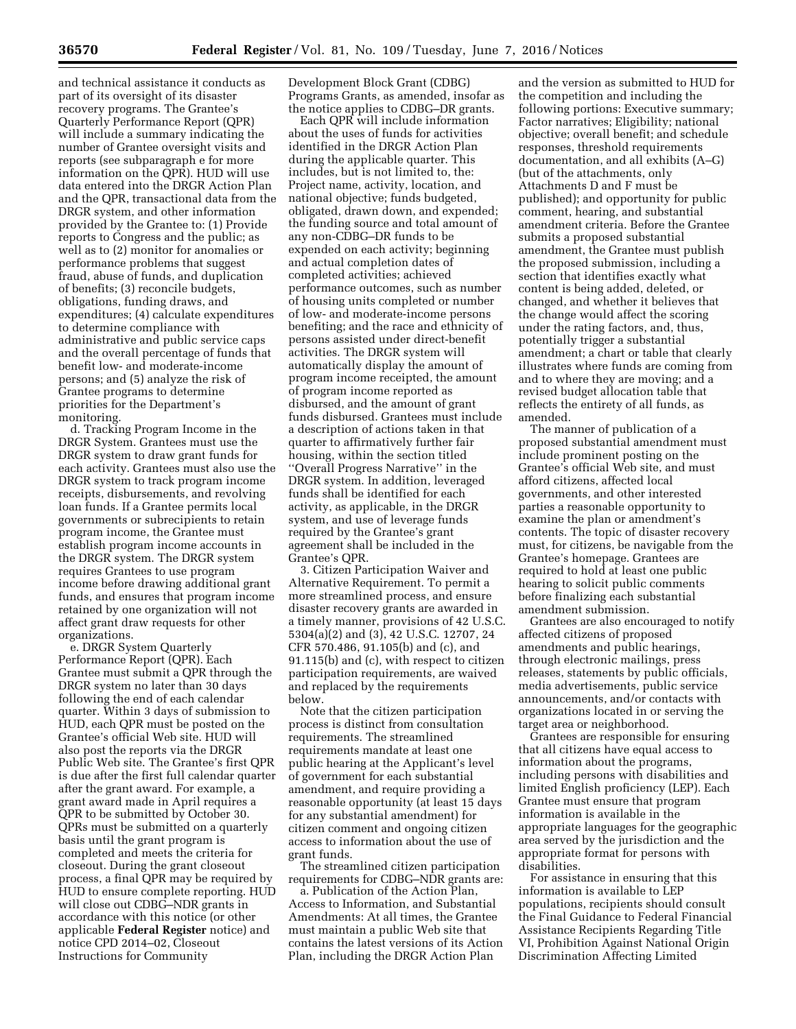and technical assistance it conducts as part of its oversight of its disaster recovery programs. The Grantee's Quarterly Performance Report (QPR) will include a summary indicating the number of Grantee oversight visits and reports (see subparagraph e for more information on the QPR). HUD will use data entered into the DRGR Action Plan and the QPR, transactional data from the DRGR system, and other information provided by the Grantee to: (1) Provide reports to Congress and the public; as well as to (2) monitor for anomalies or performance problems that suggest fraud, abuse of funds, and duplication of benefits; (3) reconcile budgets, obligations, funding draws, and expenditures; (4) calculate expenditures to determine compliance with administrative and public service caps and the overall percentage of funds that benefit low- and moderate-income persons; and (5) analyze the risk of Grantee programs to determine priorities for the Department's monitoring.

d. Tracking Program Income in the DRGR System. Grantees must use the DRGR system to draw grant funds for each activity. Grantees must also use the DRGR system to track program income receipts, disbursements, and revolving loan funds. If a Grantee permits local governments or subrecipients to retain program income, the Grantee must establish program income accounts in the DRGR system. The DRGR system requires Grantees to use program income before drawing additional grant funds, and ensures that program income retained by one organization will not affect grant draw requests for other organizations.

e. DRGR System Quarterly Performance Report (QPR). Each Grantee must submit a QPR through the DRGR system no later than 30 days following the end of each calendar quarter. Within 3 days of submission to HUD, each QPR must be posted on the Grantee's official Web site. HUD will also post the reports via the DRGR Public Web site. The Grantee's first QPR is due after the first full calendar quarter after the grant award. For example, a grant award made in April requires a QPR to be submitted by October 30. QPRs must be submitted on a quarterly basis until the grant program is completed and meets the criteria for closeout. During the grant closeout process, a final QPR may be required by HUD to ensure complete reporting. HUD will close out CDBG–NDR grants in accordance with this notice (or other applicable **Federal Register** notice) and notice CPD 2014–02, Closeout Instructions for Community Development Block Grant (CDBG) Programs Grants, as amended, insofar as the notice applies to CDBG–DR grants.

Each QPR will include information about the uses of funds for activities identified in the DRGR Action Plan during the applicable quarter. This includes, but is not limited to, the: Project name, activity, location, and national objective; funds budgeted, obligated, drawn down, and expended; the funding source and total amount of any non-CDBG–DR funds to be expended on each activity; beginning and actual completion dates of completed activities; achieved performance outcomes, such as number of housing units completed or number of low- and moderate-income persons benefiting; and the race and ethnicity of persons assisted under direct-benefit activities. The DRGR system will automatically display the amount of program income receipted, the amount of program income reported as disbursed, and the amount of grant funds disbursed. Grantees must include a description of actions taken in that quarter to affirmatively further fair housing, within the section titled "Overall Progress Narrative" in the DRGR system. In addition, leveraged funds shall be identified for each activity, as applicable, in the DRGR system, and use of leverage funds required by the Grantee's grant agreement shall be included in the Grantee's QPR.

3. Citizen Participation Waiver and Alternative Requirement. To permit a more streamlined process, and ensure disaster recovery grants are awarded in a timely manner, provisions of 42 U.S.C. 5304(a)(2) and (3), 42 U.S.C. 12707, 24 CFR 570.486, 91.105(b) and (c), and 91.115(b) and (c), with respect to citizen participation requirements, are waived and replaced by the requirements below.

Note that the citizen participation process is distinct from consultation requirements. The streamlined requirements mandate at least one public hearing at the Applicant's level of government for each substantial amendment, and require providing a reasonable opportunity (at least 15 days for any substantial amendment) for citizen comment and ongoing citizen access to information about the use of grant funds.

The streamlined citizen participation requirements for CDBG–NDR grants are:

a. Publication of the Action Plan, Access to Information, and Substantial Amendments: At all times, the Grantee must maintain a public Web site that contains the latest versions of its Action Plan, including the DRGR Action Plan and the version as submitted to HUD for the competition and including the following portions: Executive summary; Factor narratives; Eligibility; national objective; overall benefit; and schedule responses, threshold requirements documentation, and all exhibits (A–G) (but of the attachments, only Attachments D and F must be published); and opportunity for public comment, hearing, and substantial amendment criteria. Before the Grantee submits a proposed substantial amendment, the Grantee must publish the proposed submission, including a section that identifies exactly what content is being added, deleted, or changed, and whether it believes that the change would affect the scoring under the rating factors, and, thus, potentially trigger a substantial amendment; a chart or table that clearly illustrates where funds are coming from and to where they are moving; and a revised budget allocation table that reflects the entirety of all funds, as amended.

The manner of publication of a proposed substantial amendment must include prominent posting on the Grantee's official Web site, and must afford citizens, affected local governments, and other interested parties a reasonable opportunity to examine the plan or amendment's contents. The topic of disaster recovery must, for citizens, be navigable from the Grantee's homepage. Grantees are required to hold at least one public hearing to solicit public comments before finalizing each substantial amendment submission.

Grantees are also encouraged to notify affected citizens of proposed amendments and public hearings, through electronic mailings, press releases, statements by public officials, media advertisements, public service announcements, and/or contacts with organizations located in or serving the target area or neighborhood.

Grantees are responsible for ensuring that all citizens have equal access to information about the programs, including persons with disabilities and limited English proficiency (LEP). Each Grantee must ensure that program information is available in the appropriate languages for the geographic area served by the jurisdiction and the appropriate format for persons with disabilities.

For assistance in ensuring that this information is available to LEP populations, recipients should consult the Final Guidance to Federal Financial Assistance Recipients Regarding Title VI, Prohibition Against National Origin Discrimination Affecting Limited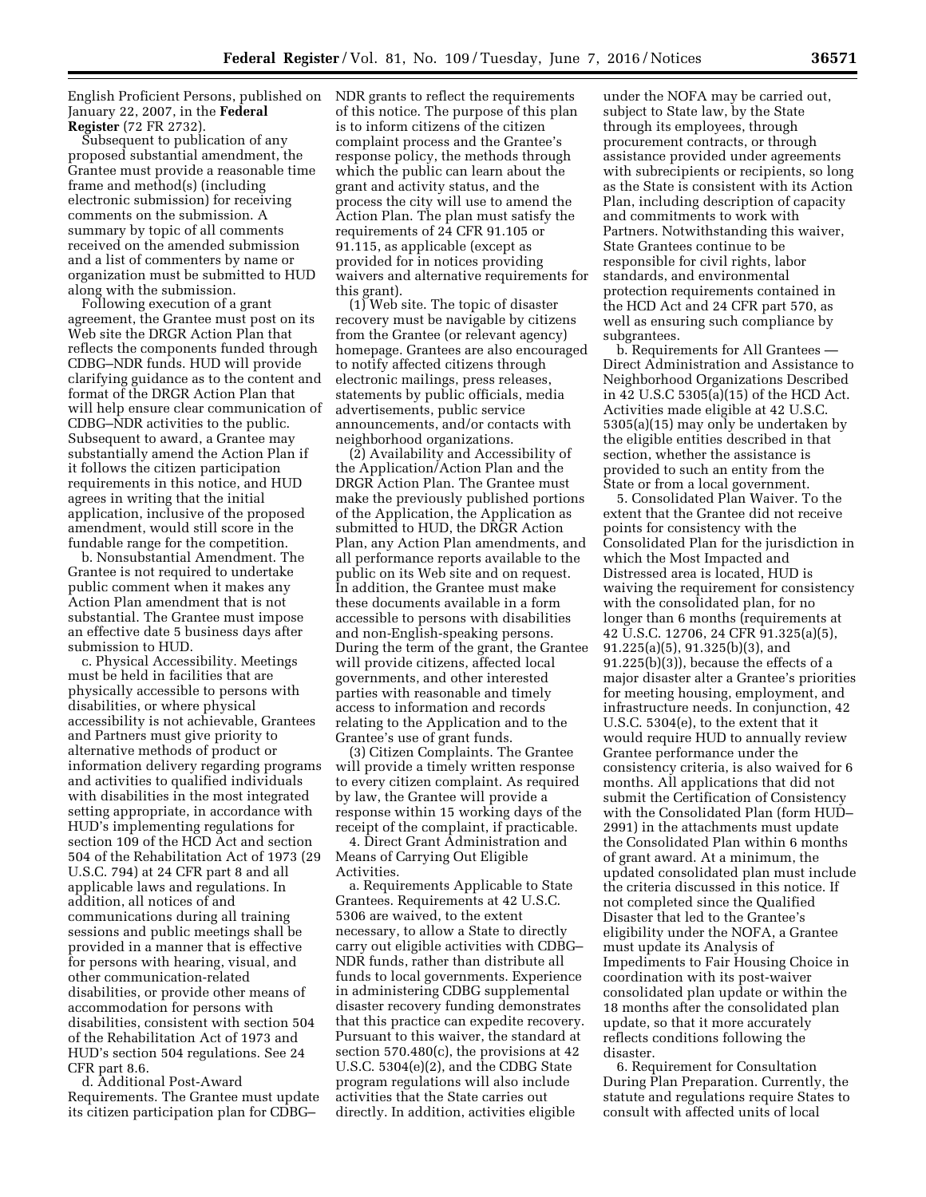English Proficient Persons, published on January 22, 2007, in the **Federal Register** (72 FR 2732).

Subsequent to publication of any proposed substantial amendment, the Grantee must provide a reasonable time frame and method(s) (including electronic submission) for receiving comments on the submission. A summary by topic of all comments received on the amended submission and a list of commenters by name or organization must be submitted to HUD along with the submission.

Following execution of a grant agreement, the Grantee must post on its Web site the DRGR Action Plan that reflects the components funded through CDBG–NDR funds. HUD will provide clarifying guidance as to the content and format of the DRGR Action Plan that will help ensure clear communication of CDBG–NDR activities to the public. Subsequent to award, a Grantee may substantially amend the Action Plan if it follows the citizen participation requirements in this notice, and HUD agrees in writing that the initial application, inclusive of the proposed amendment, would still score in the fundable range for the competition.

b. Nonsubstantial Amendment. The Grantee is not required to undertake public comment when it makes any Action Plan amendment that is not substantial. The Grantee must impose an effective date 5 business days after submission to HUD.

c. Physical Accessibility. Meetings must be held in facilities that are physically accessible to persons with disabilities, or where physical accessibility is not achievable, Grantees and Partners must give priority to alternative methods of product or information delivery regarding programs and activities to qualified individuals with disabilities in the most integrated setting appropriate, in accordance with HUD's implementing regulations for section 109 of the HCD Act and section 504 of the Rehabilitation Act of 1973 (29 U.S.C. 794) at 24 CFR part 8 and all applicable laws and regulations. In addition, all notices of and communications during all training sessions and public meetings shall be provided in a manner that is effective for persons with hearing, visual, and other communication-related disabilities, or provide other means of accommodation for persons with disabilities, consistent with section 504 of the Rehabilitation Act of 1973 and HUD's section 504 regulations. See 24 CFR part 8.6.

d. Additional Post-Award Requirements. The Grantee must update its citizen participation plan for CDBG–NDR grants to reflect the requirements of this notice. The purpose of this plan is to inform citizens of the citizen complaint process and the Grantee's response policy, the methods through which the public can learn about the grant and activity status, and the process the city will use to amend the Action Plan. The plan must satisfy the requirements of 24 CFR 91.105 or 91.115, as applicable (except as provided for in notices providing waivers and alternative requirements for this grant).

(1) Web site. The topic of disaster recovery must be navigable by citizens from the Grantee (or relevant agency) homepage. Grantees are also encouraged to notify affected citizens through electronic mailings, press releases, statements by public officials, media advertisements, public service announcements, and/or contacts with neighborhood organizations.

(2) Availability and Accessibility of the Application/Action Plan and the DRGR Action Plan. The Grantee must make the previously published portions of the Application, the Application as submitted to HUD, the DRGR Action Plan, any Action Plan amendments, and all performance reports available to the public on its Web site and on request. In addition, the Grantee must make these documents available in a form accessible to persons with disabilities and non-English-speaking persons. During the term of the grant, the Grantee will provide citizens, affected local governments, and other interested parties with reasonable and timely access to information and records relating to the Application and to the Grantee's use of grant funds.

(3) Citizen Complaints. The Grantee will provide a timely written response to every citizen complaint. As required by law, the Grantee will provide a response within 15 working days of the receipt of the complaint, if practicable.

4. Direct Grant Administration and Means of Carrying Out Eligible Activities.

a. Requirements Applicable to State Grantees. Requirements at 42 U.S.C. 5306 are waived, to the extent necessary, to allow a State to directly carry out eligible activities with CDBG–NDR funds, rather than distribute all funds to local governments. Experience in administering CDBG supplemental disaster recovery funding demonstrates that this practice can expedite recovery. Pursuant to this waiver, the standard at section 570.480(c), the provisions at 42 U.S.C. 5304(e)(2), and the CDBG State program regulations will also include activities that the State carries out directly. In addition, activities eligible under the NOFA may be carried out, subject to State law, by the State through its employees, through procurement contracts, or through assistance provided under agreements with subrecipients or recipients, so long as the State is consistent with its Action Plan, including description of capacity and commitments to work with Partners. Notwithstanding this waiver, State Grantees continue to be responsible for civil rights, labor standards, and environmental protection requirements contained in the HCD Act and 24 CFR part 570, as well as ensuring such compliance by subgrantees.

b. Requirements for All Grantees — Direct Administration and Assistance to Neighborhood Organizations Described in 42 U.S.C 5305(a)(15) of the HCD Act. Activities made eligible at 42 U.S.C. 5305(a)(15) may only be undertaken by the eligible entities described in that section, whether the assistance is provided to such an entity from the State or from a local government.

5. Consolidated Plan Waiver. To the extent that the Grantee did not receive points for consistency with the Consolidated Plan for the jurisdiction in which the Most Impacted and Distressed area is located, HUD is waiving the requirement for consistency with the consolidated plan, for no longer than 6 months (requirements at 42 U.S.C. 12706, 24 CFR 91.325(a)(5), 91.225(a)(5), 91.325(b)(3), and 91.225(b)(3)), because the effects of a major disaster alter a Grantee's priorities for meeting housing, employment, and infrastructure needs. In conjunction, 42 U.S.C. 5304(e), to the extent that it would require HUD to annually review Grantee performance under the consistency criteria, is also waived for 6 months. All applications that did not submit the Certification of Consistency with the Consolidated Plan (form HUD–2991) in the attachments must update the Consolidated Plan within 6 months of grant award. At a minimum, the updated consolidated plan must include the criteria discussed in this notice. If not completed since the Qualified Disaster that led to the Grantee's eligibility under the NOFA, a Grantee must update its Analysis of Impediments to Fair Housing Choice in coordination with its post-waiver consolidated plan update or within the 18 months after the consolidated plan update, so that it more accurately reflects conditions following the disaster.

6. Requirement for Consultation During Plan Preparation. Currently, the statute and regulations require States to consult with affected units of local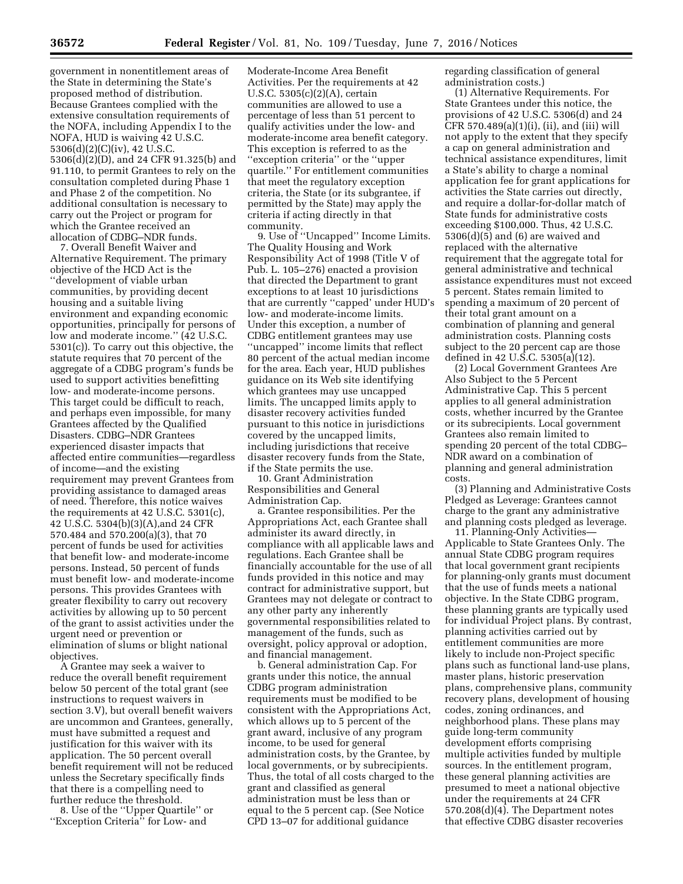government in nonentitlement areas of the State in determining the State's proposed method of distribution. Because Grantees complied with the extensive consultation requirements of the NOFA, including Appendix I to the NOFA, HUD is waiving 42 U.S.C. 5306(d)(2)(C)(iv), 42 U.S.C. 5306(d)(2)(D), and 24 CFR 91.325(b) and 91.110, to permit Grantees to rely on the consultation completed during Phase 1 and Phase 2 of the competition. No additional consultation is necessary to carry out the Project or program for which the Grantee received an allocation of CDBG–NDR funds.

7. Overall Benefit Waiver and Alternative Requirement. The primary objective of the HCD Act is the ''development of viable urban communities, by providing decent housing and a suitable living environment and expanding economic opportunities, principally for persons of low and moderate income.'' (42 U.S.C. 5301(c)). To carry out this objective, the statute requires that 70 percent of the aggregate of a CDBG program's funds be used to support activities benefitting low- and moderate-income persons. This target could be difficult to reach, and perhaps even impossible, for many Grantees affected by the Qualified Disasters. CDBG–NDR Grantees experienced disaster impacts that affected entire communities—regardless of income—and the existing requirement may prevent Grantees from providing assistance to damaged areas of need. Therefore, this notice waives the requirements at 42 U.S.C. 5301(c), 42 U.S.C. 5304(b)(3)(A),and 24 CFR 570.484 and 570.200(a)(3), that 70 percent of funds be used for activities that benefit low- and moderate-income persons. Instead, 50 percent of funds must benefit low- and moderate-income persons. This provides Grantees with greater flexibility to carry out recovery activities by allowing up to 50 percent of the grant to assist activities under the urgent need or prevention or elimination of slums or blight national objectives.

A Grantee may seek a waiver to reduce the overall benefit requirement below 50 percent of the total grant (see instructions to request waivers in section 3.V), but overall benefit waivers are uncommon and Grantees, generally, must have submitted a request and justification for this waiver with its application. The 50 percent overall benefit requirement will not be reduced unless the Secretary specifically finds that there is a compelling need to further reduce the threshold.

8. Use of the ''Upper Quartile'' or ''Exception Criteria'' for Low- and Moderate-Income Area Benefit Activities. Per the requirements at 42 U.S.C. 5305(c)(2)(A), certain communities are allowed to use a percentage of less than 51 percent to qualify activities under the low- and moderate-income area benefit category. This exception is referred to as the ''exception criteria'' or the ''upper quartile.'' For entitlement communities that meet the regulatory exception criteria, the State (or its subgrantee, if permitted by the State) may apply the criteria if acting directly in that community.

9. Use of ''Uncapped'' Income Limits. The Quality Housing and Work Responsibility Act of 1998 (Title V of Pub. L. 105–276) enacted a provision that directed the Department to grant exceptions to at least 10 jurisdictions that are currently ''capped'' under HUD's low- and moderate-income limits. Under this exception, a number of CDBG entitlement grantees may use ''uncapped'' income limits that reflect 80 percent of the actual median income for the area. Each year, HUD publishes guidance on its Web site identifying which grantees may use uncapped limits. The uncapped limits apply to disaster recovery activities funded pursuant to this notice in jurisdictions covered by the uncapped limits, including jurisdictions that receive disaster recovery funds from the State, if the State permits the use.

10. Grant Administration Responsibilities and General Administration Cap.

a. Grantee responsibilities. Per the Appropriations Act, each Grantee shall administer its award directly, in compliance with all applicable laws and regulations. Each Grantee shall be financially accountable for the use of all funds provided in this notice and may contract for administrative support, but Grantees may not delegate or contract to any other party any inherently governmental responsibilities related to management of the funds, such as oversight, policy approval or adoption, and financial management.

b. General administration Cap. For grants under this notice, the annual CDBG program administration requirements must be modified to be consistent with the Appropriations Act, which allows up to 5 percent of the grant award, inclusive of any program income, to be used for general administration costs, by the Grantee, by local governments, or by subrecipients. Thus, the total of all costs charged to the grant and classified as general administration must be less than or equal to the 5 percent cap. (See Notice CPD 13–07 for additional guidance regarding classification of general administration costs.)

(1) Alternative Requirements. For State Grantees under this notice, the provisions of 42 U.S.C. 5306(d) and 24 CFR 570.489(a)(1)(i), (ii), and (iii) will not apply to the extent that they specify a cap on general administration and technical assistance expenditures, limit a State's ability to charge a nominal application fee for grant applications for activities the State carries out directly, and require a dollar-for-dollar match of State funds for administrative costs exceeding $100,000. Thus, 42 U.S.C. 5306(d)(5) and (6) are waived and replaced with the alternative requirement that the aggregate total for general administrative and technical assistance expenditures must not exceed 5 percent. States remain limited to spending a maximum of 20 percent of their total grant amount on a combination of planning and general administration costs. Planning costs subject to the 20 percent cap are those defined in 42 U.S.C. 5305(a)(12).

(2) Local Government Grantees Are Also Subject to the 5 Percent Administrative Cap. This 5 percent applies to all general administration costs, whether incurred by the Grantee or its subrecipients. Local government Grantees also remain limited to spending 20 percent of the total CDBG–NDR award on a combination of planning and general administration costs.

(3) Planning and Administrative Costs Pledged as Leverage: Grantees cannot charge to the grant any administrative and planning costs pledged as leverage.

11. Planning-Only Activities—Applicable to State Grantees Only. The annual State CDBG program requires that local government grant recipients for planning-only grants must document that the use of funds meets a national objective. In the State CDBG program, these planning grants are typically used for individual Project plans. By contrast, planning activities carried out by entitlement communities are more likely to include non-Project specific plans such as functional land-use plans, master plans, historic preservation plans, comprehensive plans, community recovery plans, development of housing codes, zoning ordinances, and neighborhood plans. These plans may guide long-term community development efforts comprising multiple activities funded by multiple sources. In the entitlement program, these general planning activities are presumed to meet a national objective under the requirements at 24 CFR 570.208(d)(4). The Department notes that effective CDBG disaster recoveries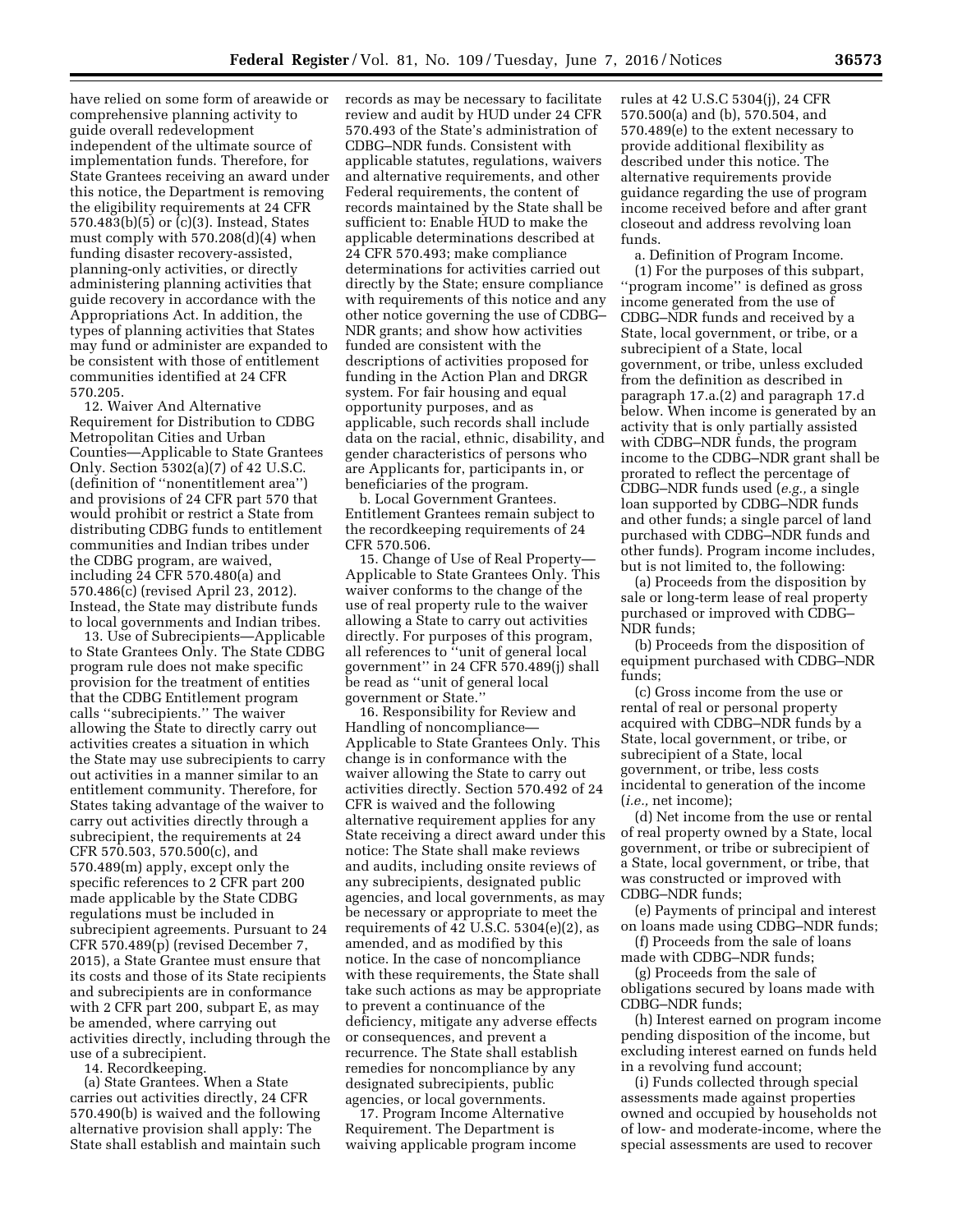have relied on some form of areawide or comprehensive planning activity to guide overall redevelopment independent of the ultimate source of implementation funds. Therefore, for State Grantees receiving an award under this notice, the Department is removing the eligibility requirements at 24 CFR 570.483(b)(5) or (c)(3). Instead, States must comply with 570.208(d)(4) when funding disaster recovery-assisted, planning-only activities, or directly administering planning activities that guide recovery in accordance with the Appropriations Act. In addition, the types of planning activities that States may fund or administer are expanded to be consistent with those of entitlement communities identified at 24 CFR 570.205.

12. Waiver And Alternative Requirement for Distribution to CDBG Metropolitan Cities and Urban Counties—Applicable to State Grantees Only. Section 5302(a)(7) of 42 U.S.C. (definition of ''nonentitlement area'') and provisions of 24 CFR part 570 that would prohibit or restrict a State from distributing CDBG funds to entitlement communities and Indian tribes under the CDBG program, are waived, including 24 CFR 570.480(a) and 570.486(c) (revised April 23, 2012). Instead, the State may distribute funds to local governments and Indian tribes.

13. Use of Subrecipients—Applicable to State Grantees Only. The State CDBG program rule does not make specific provision for the treatment of entities that the CDBG Entitlement program calls ''subrecipients.'' The waiver allowing the State to directly carry out activities creates a situation in which the State may use subrecipients to carry out activities in a manner similar to an entitlement community. Therefore, for States taking advantage of the waiver to carry out activities directly through a subrecipient, the requirements at 24 CFR 570.503, 570.500(c), and 570.489(m) apply, except only the specific references to 2 CFR part 200 made applicable by the State CDBG regulations must be included in subrecipient agreements. Pursuant to 24 CFR 570.489(p) (revised December 7, 2015), a State Grantee must ensure that its costs and those of its State recipients and subrecipients are in conformance with 2 CFR part 200, subpart E, as may be amended, where carrying out activities directly, including through the use of a subrecipient.

14. Recordkeeping.

(a) State Grantees. When a State carries out activities directly, 24 CFR 570.490(b) is waived and the following alternative provision shall apply: The State shall establish and maintain such records as may be necessary to facilitate review and audit by HUD under 24 CFR 570.493 of the State's administration of CDBG–NDR funds. Consistent with applicable statutes, regulations, waivers and alternative requirements, and other Federal requirements, the content of records maintained by the State shall be sufficient to: Enable HUD to make the applicable determinations described at 24 CFR 570.493; make compliance determinations for activities carried out directly by the State; ensure compliance with requirements of this notice and any other notice governing the use of CDBG–NDR grants; and show how activities funded are consistent with the descriptions of activities proposed for funding in the Action Plan and DRGR system. For fair housing and equal opportunity purposes, and as applicable, such records shall include data on the racial, ethnic, disability, and gender characteristics of persons who are Applicants for, participants in, or beneficiaries of the program.

b. Local Government Grantees. Entitlement Grantees remain subject to the recordkeeping requirements of 24 CFR 570.506.

15. Change of Use of Real Property—Applicable to State Grantees Only. This waiver conforms to the change of the use of real property rule to the waiver allowing a State to carry out activities directly. For purposes of this program, all references to ''unit of general local government'' in 24 CFR 570.489(j) shall be read as ''unit of general local government or State.''

16. Responsibility for Review and Handling of noncompliance—Applicable to State Grantees Only. This change is in conformance with the waiver allowing the State to carry out activities directly. Section 570.492 of 24 CFR is waived and the following alternative requirement applies for any State receiving a direct award under this notice: The State shall make reviews and audits, including onsite reviews of any subrecipients, designated public agencies, and local governments, as may be necessary or appropriate to meet the requirements of 42 U.S.C. 5304(e)(2), as amended, and as modified by this notice. In the case of noncompliance with these requirements, the State shall take such actions as may be appropriate to prevent a continuance of the deficiency, mitigate any adverse effects or consequences, and prevent a recurrence. The State shall establish remedies for noncompliance by any designated subrecipients, public agencies, or local governments.

17. Program Income Alternative Requirement. The Department is waiving applicable program income rules at 42 U.S.C 5304(j), 24 CFR 570.500(a) and (b), 570.504, and 570.489(e) to the extent necessary to provide additional flexibility as described under this notice. The alternative requirements provide guidance regarding the use of program income received before and after grant closeout and address revolving loan funds.

a. Definition of Program Income.

(1) For the purposes of this subpart, ''program income'' is defined as gross income generated from the use of CDBG–NDR funds and received by a State, local government, or tribe, or a subrecipient of a State, local government, or tribe, unless excluded from the definition as described in paragraph 17.a.(2) and paragraph 17.d below. When income is generated by an activity that is only partially assisted with CDBG–NDR funds, the program income to the CDBG–NDR grant shall be prorated to reflect the percentage of CDBG–NDR funds used (*e.g.,* a single loan supported by CDBG–NDR funds and other funds; a single parcel of land purchased with CDBG–NDR funds and other funds). Program income includes, but is not limited to, the following:

(a) Proceeds from the disposition by sale or long-term lease of real property purchased or improved with CDBG–NDR funds;

(b) Proceeds from the disposition of equipment purchased with CDBG–NDR funds;

(c) Gross income from the use or rental of real or personal property acquired with CDBG–NDR funds by a State, local government, or tribe, or subrecipient of a State, local government, or tribe, less costs incidental to generation of the income (*i.e.,* net income);

(d) Net income from the use or rental of real property owned by a State, local government, or tribe or subrecipient of a State, local government, or tribe, that was constructed or improved with CDBG–NDR funds;

(e) Payments of principal and interest on loans made using CDBG–NDR funds;

(f) Proceeds from the sale of loans made with CDBG–NDR funds;

(g) Proceeds from the sale of obligations secured by loans made with CDBG–NDR funds;

(h) Interest earned on program income pending disposition of the income, but excluding interest earned on funds held in a revolving fund account;

(i) Funds collected through special assessments made against properties owned and occupied by households not of low- and moderate-income, where the special assessments are used to recover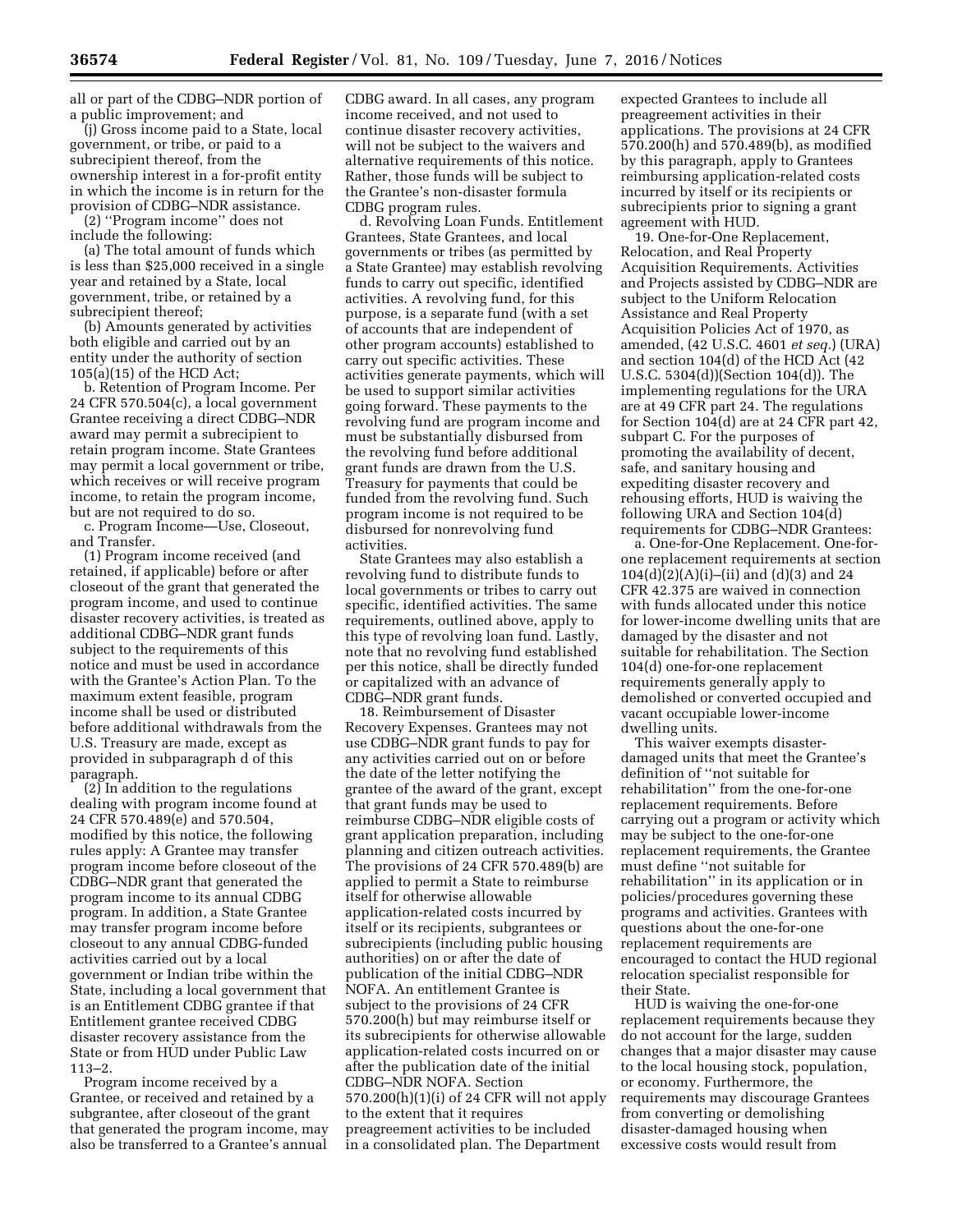all or part of the CDBG–NDR portion of a public improvement; and

(j) Gross income paid to a State, local government, or tribe, or paid to a subrecipient thereof, from the ownership interest in a for-profit entity in which the income is in return for the provision of CDBG–NDR assistance.

(2) ''Program income'' does not include the following:

(a) The total amount of funds which is less than $25,000 received in a single year and retained by a State, local government, tribe, or retained by a subrecipient thereof;

(b) Amounts generated by activities both eligible and carried out by an entity under the authority of section 105(a)(15) of the HCD Act;

b. Retention of Program Income. Per 24 CFR 570.504(c), a local government Grantee receiving a direct CDBG–NDR award may permit a subrecipient to retain program income. State Grantees may permit a local government or tribe, which receives or will receive program income, to retain the program income, but are not required to do so.

c. Program Income—Use, Closeout, and Transfer.

(1) Program income received (and retained, if applicable) before or after closeout of the grant that generated the program income, and used to continue disaster recovery activities, is treated as additional CDBG–NDR grant funds subject to the requirements of this notice and must be used in accordance with the Grantee's Action Plan. To the maximum extent feasible, program income shall be used or distributed before additional withdrawals from the U.S. Treasury are made, except as provided in subparagraph d of this paragraph.

(2) In addition to the regulations dealing with program income found at 24 CFR 570.489(e) and 570.504, modified by this notice, the following rules apply: A Grantee may transfer program income before closeout of the CDBG–NDR grant that generated the program income to its annual CDBG program. In addition, a State Grantee may transfer program income before closeout to any annual CDBG-funded activities carried out by a local government or Indian tribe within the State, including a local government that is an Entitlement CDBG grantee if that Entitlement grantee received CDBG disaster recovery assistance from the State or from HUD under Public Law 113–2.

Program income received by a Grantee, or received and retained by a subgrantee, after closeout of the grant that generated the program income, may also be transferred to a Grantee's annual CDBG award. In all cases, any program income received, and not used to continue disaster recovery activities, will not be subject to the waivers and alternative requirements of this notice. Rather, those funds will be subject to the Grantee's non-disaster formula CDBG program rules.

d. Revolving Loan Funds. Entitlement Grantees, State Grantees, and local governments or tribes (as permitted by a State Grantee) may establish revolving funds to carry out specific, identified activities. A revolving fund, for this purpose, is a separate fund (with a set of accounts that are independent of other program accounts) established to carry out specific activities. These activities generate payments, which will be used to support similar activities going forward. These payments to the revolving fund are program income and must be substantially disbursed from the revolving fund before additional grant funds are drawn from the U.S. Treasury for payments that could be funded from the revolving fund. Such program income is not required to be disbursed for nonrevolving fund activities.

State Grantees may also establish a revolving fund to distribute funds to local governments or tribes to carry out specific, identified activities. The same requirements, outlined above, apply to this type of revolving loan fund. Lastly, note that no revolving fund established per this notice, shall be directly funded or capitalized with an advance of CDBG–NDR grant funds.

18. Reimbursement of Disaster Recovery Expenses. Grantees may not use CDBG–NDR grant funds to pay for any activities carried out on or before the date of the letter notifying the grantee of the award of the grant, except that grant funds may be used to reimburse CDBG–NDR eligible costs of grant application preparation, including planning and citizen outreach activities. The provisions of 24 CFR 570.489(b) are applied to permit a State to reimburse itself for otherwise allowable application-related costs incurred by itself or its recipients, subgrantees or subrecipients (including public housing authorities) on or after the date of publication of the initial CDBG–NDR NOFA. An entitlement Grantee is subject to the provisions of 24 CFR 570.200(h) but may reimburse itself or its subrecipients for otherwise allowable application-related costs incurred on or after the publication date of the initial CDBG–NDR NOFA. Section 570.200(h)(1)(i) of 24 CFR will not apply to the extent that it requires preagreement activities to be included in a consolidated plan. The Department expected Grantees to include all preagreement activities in their applications. The provisions at 24 CFR 570.200(h) and 570.489(b), as modified by this paragraph, apply to Grantees reimbursing application-related costs incurred by itself or its recipients or subrecipients prior to signing a grant agreement with HUD.

19. One-for-One Replacement, Relocation, and Real Property Acquisition Requirements. Activities and Projects assisted by CDBG–NDR are subject to the Uniform Relocation Assistance and Real Property Acquisition Policies Act of 1970, as amended, (42 U.S.C. 4601 *et seq.*) (URA) and section 104(d) of the HCD Act (42 U.S.C. 5304(d))(Section 104(d)). The implementing regulations for the URA are at 49 CFR part 24. The regulations for Section 104(d) are at 24 CFR part 42, subpart C. For the purposes of promoting the availability of decent, safe, and sanitary housing and expediting disaster recovery and rehousing efforts, HUD is waiving the following URA and Section 104(d) requirements for CDBG–NDR Grantees:

a. One-for-One Replacement. One-for-one replacement requirements at section 104(d)(2)(A)(i)–(ii) and (d)(3) and 24 CFR 42.375 are waived in connection with funds allocated under this notice for lower-income dwelling units that are damaged by the disaster and not suitable for rehabilitation. The Section 104(d) one-for-one replacement requirements generally apply to demolished or converted occupied and vacant occupiable lower-income dwelling units.

This waiver exempts disaster-damaged units that meet the Grantee's definition of ''not suitable for rehabilitation'' from the one-for-one replacement requirements. Before carrying out a program or activity which may be subject to the one-for-one replacement requirements, the Grantee must define ''not suitable for rehabilitation'' in its application or in policies/procedures governing these programs and activities. Grantees with questions about the one-for-one replacement requirements are encouraged to contact the HUD regional relocation specialist responsible for their State.

HUD is waiving the one-for-one replacement requirements because they do not account for the large, sudden changes that a major disaster may cause to the local housing stock, population, or economy. Furthermore, the requirements may discourage Grantees from converting or demolishing disaster-damaged housing when excessive costs would result from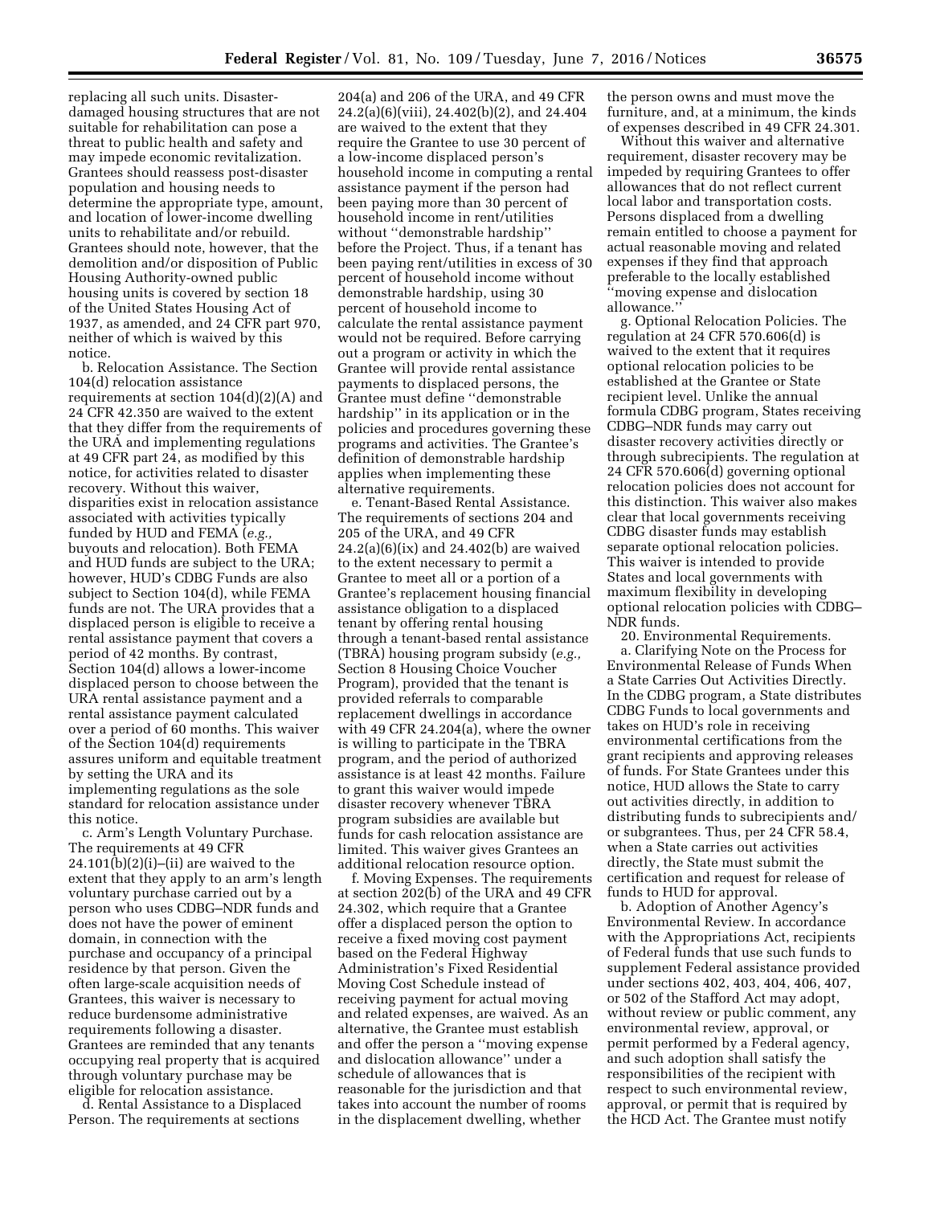replacing all such units. Disaster-damaged housing structures that are not suitable for rehabilitation can pose a threat to public health and safety and may impede economic revitalization. Grantees should reassess post-disaster population and housing needs to determine the appropriate type, amount, and location of lower-income dwelling units to rehabilitate and/or rebuild. Grantees should note, however, that the demolition and/or disposition of Public Housing Authority-owned public housing units is covered by section 18 of the United States Housing Act of 1937, as amended, and 24 CFR part 970, neither of which is waived by this notice.

b. Relocation Assistance. The Section 104(d) relocation assistance requirements at section 104(d)(2)(A) and 24 CFR 42.350 are waived to the extent that they differ from the requirements of the URA and implementing regulations at 49 CFR part 24, as modified by this notice, for activities related to disaster recovery. Without this waiver, disparities exist in relocation assistance associated with activities typically funded by HUD and FEMA (*e.g.,* buyouts and relocation). Both FEMA and HUD funds are subject to the URA; however, HUD's CDBG Funds are also subject to Section 104(d), while FEMA funds are not. The URA provides that a displaced person is eligible to receive a rental assistance payment that covers a period of 42 months. By contrast, Section 104(d) allows a lower-income displaced person to choose between the URA rental assistance payment and a rental assistance payment calculated over a period of 60 months. This waiver of the Section 104(d) requirements assures uniform and equitable treatment by setting the URA and its implementing regulations as the sole standard for relocation assistance under this notice.

c. Arm's Length Voluntary Purchase. The requirements at 49 CFR 24.101(b)(2)(i)–(ii) are waived to the extent that they apply to an arm's length voluntary purchase carried out by a person who uses CDBG–NDR funds and does not have the power of eminent domain, in connection with the purchase and occupancy of a principal residence by that person. Given the often large-scale acquisition needs of Grantees, this waiver is necessary to reduce burdensome administrative requirements following a disaster. Grantees are reminded that any tenants occupying real property that is acquired through voluntary purchase may be eligible for relocation assistance.

d. Rental Assistance to a Displaced Person. The requirements at sections 204(a) and 206 of the URA, and 49 CFR 24.2(a)(6)(viii), 24.402(b)(2), and 24.404 are waived to the extent that they require the Grantee to use 30 percent of a low-income displaced person's household income in computing a rental assistance payment if the person had been paying more than 30 percent of household income in rent/utilities without "demonstrable hardship" before the Project. Thus, if a tenant has been paying rent/utilities in excess of 30 percent of household income without demonstrable hardship, using 30 percent of household income to calculate the rental assistance payment would not be required. Before carrying out a program or activity in which the Grantee will provide rental assistance payments to displaced persons, the Grantee must define "demonstrable hardship" in its application or in the policies and procedures governing these programs and activities. The Grantee's definition of demonstrable hardship applies when implementing these alternative requirements.

e. Tenant-Based Rental Assistance. The requirements of sections 204 and 205 of the URA, and 49 CFR 24.2(a)(6)(ix) and 24.402(b) are waived to the extent necessary to permit a Grantee to meet all or a portion of a Grantee's replacement housing financial assistance obligation to a displaced tenant by offering rental housing through a tenant-based rental assistance (TBRA) housing program subsidy (*e.g.,* Section 8 Housing Choice Voucher Program), provided that the tenant is provided referrals to comparable replacement dwellings in accordance with 49 CFR 24.204(a), where the owner is willing to participate in the TBRA program, and the period of authorized assistance is at least 42 months. Failure to grant this waiver would impede disaster recovery whenever TBRA program subsidies are available but funds for cash relocation assistance are limited. This waiver gives Grantees an additional relocation resource option.

f. Moving Expenses. The requirements at section 202(b) of the URA and 49 CFR 24.302, which require that a Grantee offer a displaced person the option to receive a fixed moving cost payment based on the Federal Highway Administration's Fixed Residential Moving Cost Schedule instead of receiving payment for actual moving and related expenses, are waived. As an alternative, the Grantee must establish and offer the person a "moving expense and dislocation allowance" under a schedule of allowances that is reasonable for the jurisdiction and that takes into account the number of rooms in the displacement dwelling, whether the person owns and must move the furniture, and, at a minimum, the kinds of expenses described in 49 CFR 24.301.

Without this waiver and alternative requirement, disaster recovery may be impeded by requiring Grantees to offer allowances that do not reflect current local labor and transportation costs. Persons displaced from a dwelling remain entitled to choose a payment for actual reasonable moving and related expenses if they find that approach preferable to the locally established "moving expense and dislocation allowance."

g. Optional Relocation Policies. The regulation at 24 CFR 570.606(d) is waived to the extent that it requires optional relocation policies to be established at the Grantee or State recipient level. Unlike the annual formula CDBG program, States receiving CDBG–NDR funds may carry out disaster recovery activities directly or through subrecipients. The regulation at 24 CFR 570.606(d) governing optional relocation policies does not account for this distinction. This waiver also makes clear that local governments receiving CDBG disaster funds may establish separate optional relocation policies. This waiver is intended to provide States and local governments with maximum flexibility in developing optional relocation policies with CDBG–NDR funds.

20. Environmental Requirements.

a. Clarifying Note on the Process for Environmental Release of Funds When a State Carries Out Activities Directly. In the CDBG program, a State distributes CDBG Funds to local governments and takes on HUD's role in receiving environmental certifications from the grant recipients and approving releases of funds. For State Grantees under this notice, HUD allows the State to carry out activities directly, in addition to distributing funds to subrecipients and/or subgrantees. Thus, per 24 CFR 58.4, when a State carries out activities directly, the State must submit the certification and request for release of funds to HUD for approval.

b. Adoption of Another Agency's Environmental Review. In accordance with the Appropriations Act, recipients of Federal funds that use such funds to supplement Federal assistance provided under sections 402, 403, 404, 406, 407, or 502 of the Stafford Act may adopt, without review or public comment, any environmental review, approval, or permit performed by a Federal agency, and such adoption shall satisfy the responsibilities of the recipient with respect to such environmental review, approval, or permit that is required by the HCD Act. The Grantee must notify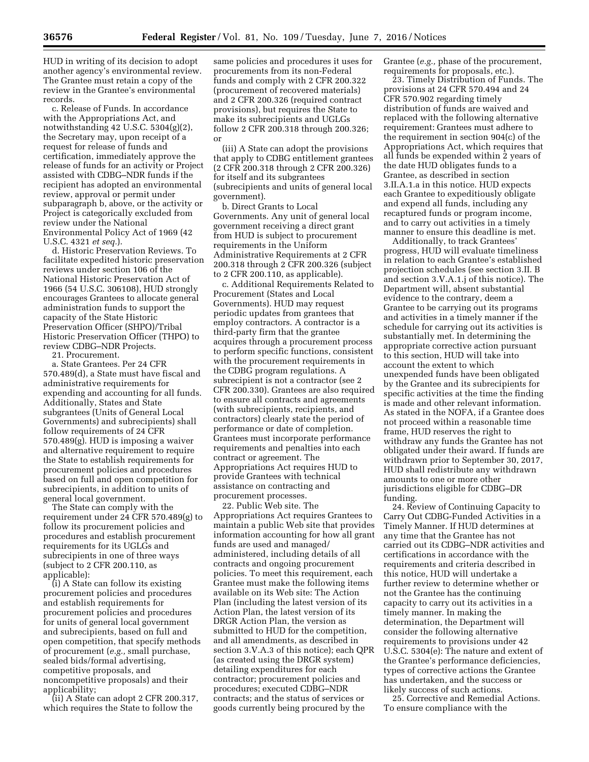HUD in writing of its decision to adopt another agency's environmental review. The Grantee must retain a copy of the review in the Grantee's environmental records.

c. Release of Funds. In accordance with the Appropriations Act, and notwithstanding 42 U.S.C. 5304(g)(2), the Secretary may, upon receipt of a request for release of funds and certification, immediately approve the release of funds for an activity or Project assisted with CDBG–NDR funds if the recipient has adopted an environmental review, approval or permit under subparagraph b, above, or the activity or Project is categorically excluded from review under the National Environmental Policy Act of 1969 (42 U.S.C. 4321 *et seq.*).

d. Historic Preservation Reviews. To facilitate expedited historic preservation reviews under section 106 of the National Historic Preservation Act of 1966 (54 U.S.C. 306108), HUD strongly encourages Grantees to allocate general administration funds to support the capacity of the State Historic Preservation Officer (SHPO)/Tribal Historic Preservation Officer (THPO) to review CDBG–NDR Projects.

21. Procurement.

a. State Grantees. Per 24 CFR 570.489(d), a State must have fiscal and administrative requirements for expending and accounting for all funds. Additionally, States and State subgrantees (Units of General Local Governments) and subrecipients) shall follow requirements of 24 CFR 570.489(g). HUD is imposing a waiver and alternative requirement to require the State to establish requirements for procurement policies and procedures based on full and open competition for subrecipients, in addition to units of general local government.

The State can comply with the requirement under 24 CFR 570.489(g) to follow its procurement policies and procedures and establish procurement requirements for its UGLGs and subrecipients in one of three ways (subject to 2 CFR 200.110, as applicable):

(i) A State can follow its existing procurement policies and procedures and establish requirements for procurement policies and procedures for units of general local government and subrecipients, based on full and open competition, that specify methods of procurement (*e.g.,* small purchase, sealed bids/formal advertising, competitive proposals, and noncompetitive proposals) and their applicability;

(ii) A State can adopt 2 CFR 200.317, which requires the State to follow the same policies and procedures it uses for procurements from its non-Federal funds and comply with 2 CFR 200.322 (procurement of recovered materials) and 2 CFR 200.326 (required contract provisions), but requires the State to make its subrecipients and UGLGs follow 2 CFR 200.318 through 200.326; or

(iii) A State can adopt the provisions that apply to CDBG entitlement grantees (2 CFR 200.318 through 2 CFR 200.326) for itself and its subgrantees (subrecipients and units of general local government).

b. Direct Grants to Local Governments. Any unit of general local government receiving a direct grant from HUD is subject to procurement requirements in the Uniform Administrative Requirements at 2 CFR 200.318 through 2 CFR 200.326 (subject to 2 CFR 200.110, as applicable).

c. Additional Requirements Related to Procurement (States and Local Governments). HUD may request periodic updates from grantees that employ contractors. A contractor is a third-party firm that the grantee acquires through a procurement process to perform specific functions, consistent with the procurement requirements in the CDBG program regulations. A subrecipient is not a contractor (see 2 CFR 200.330). Grantees are also required to ensure all contracts and agreements (with subrecipients, recipients, and contractors) clearly state the period of performance or date of completion. Grantees must incorporate performance requirements and penalties into each contract or agreement. The Appropriations Act requires HUD to provide Grantees with technical assistance on contracting and procurement processes.

22. Public Web site. The Appropriations Act requires Grantees to maintain a public Web site that provides information accounting for how all grant funds are used and managed/administered, including details of all contracts and ongoing procurement policies. To meet this requirement, each Grantee must make the following items available on its Web site: The Action Plan (including the latest version of its Action Plan, the latest version of its DRGR Action Plan, the version as submitted to HUD for the competition, and all amendments, as described in section 3.V.A.3 of this notice); each QPR (as created using the DRGR system) detailing expenditures for each contractor; procurement policies and procedures; executed CDBG–NDR contracts; and the status of services or goods currently being procured by the Grantee (*e.g.,* phase of the procurement, requirements for proposals, etc.).

23. Timely Distribution of Funds. The provisions at 24 CFR 570.494 and 24 CFR 570.902 regarding timely distribution of funds are waived and replaced with the following alternative requirement: Grantees must adhere to the requirement in section 904(c) of the Appropriations Act, which requires that all funds be expended within 2 years of the date HUD obligates funds to a Grantee, as described in section 3.II.A.1.a in this notice. HUD expects each Grantee to expeditiously obligate and expend all funds, including any recaptured funds or program income, and to carry out activities in a timely manner to ensure this deadline is met.

Additionally, to track Grantees' progress, HUD will evaluate timeliness in relation to each Grantee's established projection schedules (see section 3.II. B and section 3.V.A.1.j of this notice). The Department will, absent substantial evidence to the contrary, deem a Grantee to be carrying out its programs and activities in a timely manner if the schedule for carrying out its activities is substantially met. In determining the appropriate corrective action pursuant to this section, HUD will take into account the extent to which unexpended funds have been obligated by the Grantee and its subrecipients for specific activities at the time the finding is made and other relevant information. As stated in the NOFA, if a Grantee does not proceed within a reasonable time frame, HUD reserves the right to withdraw any funds the Grantee has not obligated under their award. If funds are withdrawn prior to September 30, 2017, HUD shall redistribute any withdrawn amounts to one or more other jurisdictions eligible for CDBG–DR funding.

24. Review of Continuing Capacity to Carry Out CDBG-Funded Activities in a Timely Manner. If HUD determines at any time that the Grantee has not carried out its CDBG–NDR activities and certifications in accordance with the requirements and criteria described in this notice, HUD will undertake a further review to determine whether or not the Grantee has the continuing capacity to carry out its activities in a timely manner. In making the determination, the Department will consider the following alternative requirements to provisions under 42 U.S.C. 5304(e): The nature and extent of the Grantee's performance deficiencies, types of corrective actions the Grantee has undertaken, and the success or likely success of such actions.

25. Corrective and Remedial Actions. To ensure compliance with the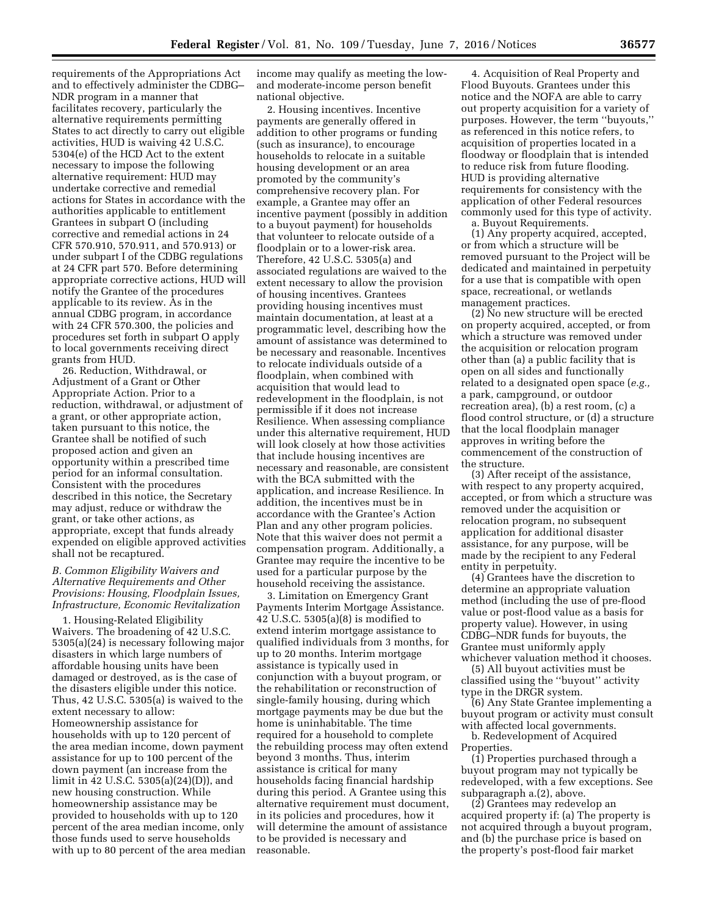requirements of the Appropriations Act and to effectively administer the CDBG–NDR program in a manner that facilitates recovery, particularly the alternative requirements permitting States to act directly to carry out eligible activities, HUD is waiving 42 U.S.C. 5304(e) of the HCD Act to the extent necessary to impose the following alternative requirement: HUD may undertake corrective and remedial actions for States in accordance with the authorities applicable to entitlement Grantees in subpart O (including corrective and remedial actions in 24 CFR 570.910, 570.911, and 570.913) or under subpart I of the CDBG regulations at 24 CFR part 570. Before determining appropriate corrective actions, HUD will notify the Grantee of the procedures applicable to its review. As in the annual CDBG program, in accordance with 24 CFR 570.300, the policies and procedures set forth in subpart O apply to local governments receiving direct grants from HUD.

26. Reduction, Withdrawal, or Adjustment of a Grant or Other Appropriate Action. Prior to a reduction, withdrawal, or adjustment of a grant, or other appropriate action, taken pursuant to this notice, the Grantee shall be notified of such proposed action and given an opportunity within a prescribed time period for an informal consultation. Consistent with the procedures described in this notice, the Secretary may adjust, reduce or withdraw the grant, or take other actions, as appropriate, except that funds already expended on eligible approved activities shall not be recaptured.

*B. Common Eligibility Waivers and Alternative Requirements and Other Provisions: Housing, Floodplain Issues, Infrastructure, Economic Revitalization*

1. Housing-Related Eligibility Waivers. The broadening of 42 U.S.C. 5305(a)(24) is necessary following major disasters in which large numbers of affordable housing units have been damaged or destroyed, as is the case of the disasters eligible under this notice. Thus, 42 U.S.C. 5305(a) is waived to the extent necessary to allow: Homeownership assistance for households with up to 120 percent of the area median income, down payment assistance for up to 100 percent of the down payment (an increase from the limit in 42 U.S.C. 5305(a)(24)(D)), and new housing construction. While homeownership assistance may be provided to households with up to 120 percent of the area median income, only those funds used to serve households with up to 80 percent of the area median income may qualify as meeting the low- and moderate-income person benefit national objective.

2. Housing incentives. Incentive payments are generally offered in addition to other programs or funding (such as insurance), to encourage households to relocate in a suitable housing development or an area promoted by the community's comprehensive recovery plan. For example, a Grantee may offer an incentive payment (possibly in addition to a buyout payment) for households that volunteer to relocate outside of a floodplain or to a lower-risk area. Therefore, 42 U.S.C. 5305(a) and associated regulations are waived to the extent necessary to allow the provision of housing incentives. Grantees providing housing incentives must maintain documentation, at least at a programmatic level, describing how the amount of assistance was determined to be necessary and reasonable. Incentives to relocate individuals outside of a floodplain, when combined with acquisition that would lead to redevelopment in the floodplain, is not permissible if it does not increase Resilience. When assessing compliance under this alternative requirement, HUD will look closely at how those activities that include housing incentives are necessary and reasonable, are consistent with the BCA submitted with the application, and increase Resilience. In addition, the incentives must be in accordance with the Grantee's Action Plan and any other program policies. Note that this waiver does not permit a compensation program. Additionally, a Grantee may require the incentive to be used for a particular purpose by the household receiving the assistance.

3. Limitation on Emergency Grant Payments Interim Mortgage Assistance. 42 U.S.C. 5305(a)(8) is modified to extend interim mortgage assistance to qualified individuals from 3 months, for up to 20 months. Interim mortgage assistance is typically used in conjunction with a buyout program, or the rehabilitation or reconstruction of single-family housing, during which mortgage payments may be due but the home is uninhabitable. The time required for a household to complete the rebuilding process may often extend beyond 3 months. Thus, interim assistance is critical for many households facing financial hardship during this period. A Grantee using this alternative requirement must document, in its policies and procedures, how it will determine the amount of assistance to be provided is necessary and reasonable.

4. Acquisition of Real Property and Flood Buyouts. Grantees under this notice and the NOFA are able to carry out property acquisition for a variety of purposes. However, the term ''buyouts,'' as referenced in this notice refers, to acquisition of properties located in a floodway or floodplain that is intended to reduce risk from future flooding. HUD is providing alternative requirements for consistency with the application of other Federal resources commonly used for this type of activity.

a. Buyout Requirements.

(1) Any property acquired, accepted, or from which a structure will be removed pursuant to the Project will be dedicated and maintained in perpetuity for a use that is compatible with open space, recreational, or wetlands management practices.

(2) No new structure will be erected on property acquired, accepted, or from which a structure was removed under the acquisition or relocation program other than (a) a public facility that is open on all sides and functionally related to a designated open space (*e.g.,* a park, campground, or outdoor recreation area), (b) a rest room, (c) a flood control structure, or (d) a structure that the local floodplain manager approves in writing before the commencement of the construction of the structure.

(3) After receipt of the assistance, with respect to any property acquired, accepted, or from which a structure was removed under the acquisition or relocation program, no subsequent application for additional disaster assistance, for any purpose, will be made by the recipient to any Federal entity in perpetuity.

(4) Grantees have the discretion to determine an appropriate valuation method (including the use of pre-flood value or post-flood value as a basis for property value). However, in using CDBG–NDR funds for buyouts, the Grantee must uniformly apply whichever valuation method it chooses.

(5) All buyout activities must be classified using the ''buyout'' activity type in the DRGR system.

(6) Any State Grantee implementing a buyout program or activity must consult with affected local governments.

b. Redevelopment of Acquired Properties.

(1) Properties purchased through a buyout program may not typically be redeveloped, with a few exceptions. See subparagraph a.(2), above.

(2) Grantees may redevelop an acquired property if: (a) The property is not acquired through a buyout program, and (b) the purchase price is based on the property's post-flood fair market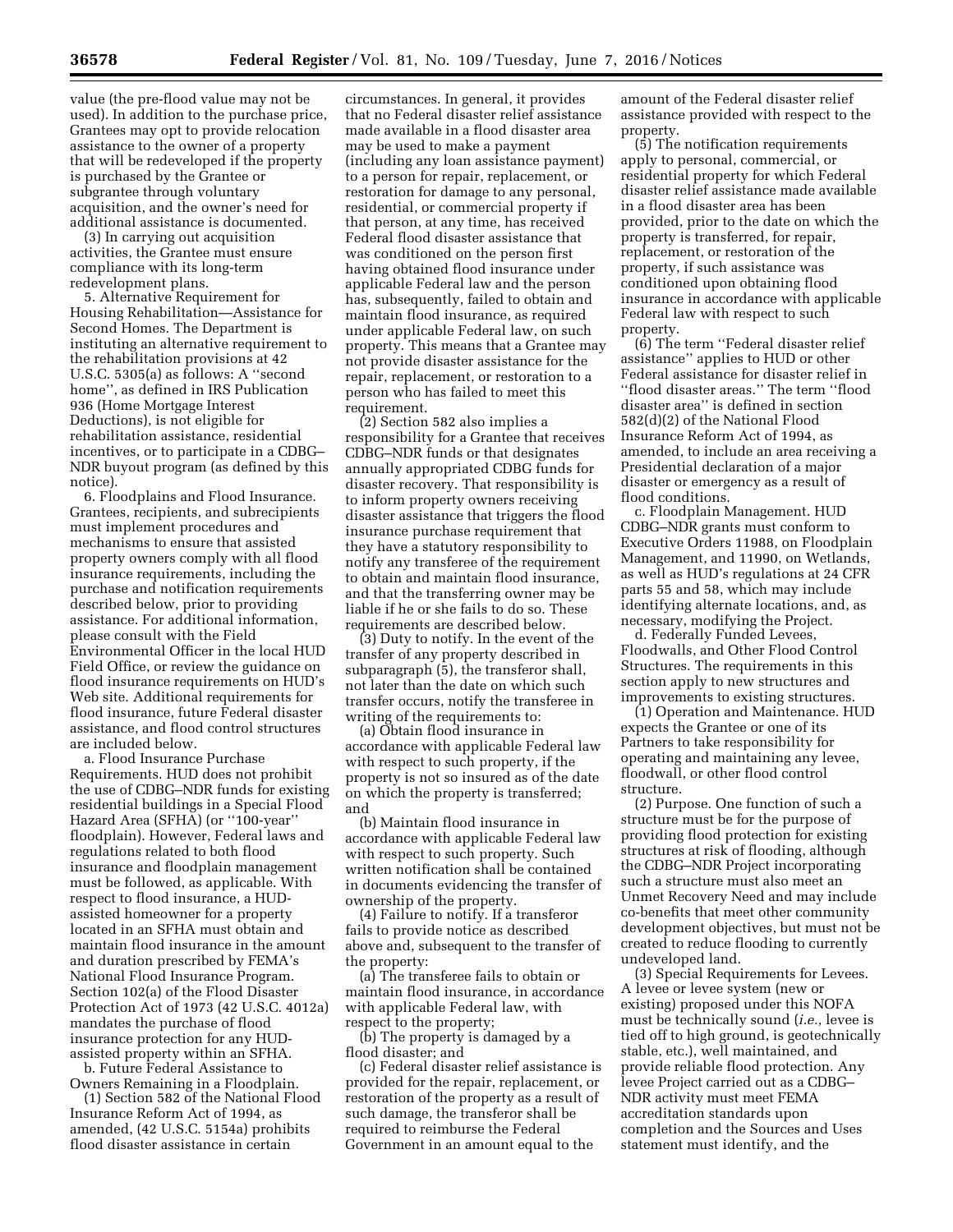value (the pre-flood value may not be used). In addition to the purchase price, Grantees may opt to provide relocation assistance to the owner of a property that will be redeveloped if the property is purchased by the Grantee or subgrantee through voluntary acquisition, and the owner's need for additional assistance is documented.

(3) In carrying out acquisition activities, the Grantee must ensure compliance with its long-term redevelopment plans.

5. Alternative Requirement for Housing Rehabilitation—Assistance for Second Homes. The Department is instituting an alternative requirement to the rehabilitation provisions at 42 U.S.C. 5305(a) as follows: A ''second home'', as defined in IRS Publication 936 (Home Mortgage Interest Deductions), is not eligible for rehabilitation assistance, residential incentives, or to participate in a CDBG–NDR buyout program (as defined by this notice).

6. Floodplains and Flood Insurance. Grantees, recipients, and subrecipients must implement procedures and mechanisms to ensure that assisted property owners comply with all flood insurance requirements, including the purchase and notification requirements described below, prior to providing assistance. For additional information, please consult with the Field Environmental Officer in the local HUD Field Office, or review the guidance on flood insurance requirements on HUD's Web site. Additional requirements for flood insurance, future Federal disaster assistance, and flood control structures are included below.

a. Flood Insurance Purchase Requirements. HUD does not prohibit the use of CDBG–NDR funds for existing residential buildings in a Special Flood Hazard Area (SFHA) (or ''100-year'' floodplain). However, Federal laws and regulations related to both flood insurance and floodplain management must be followed, as applicable. With respect to flood insurance, a HUD-assisted homeowner for a property located in an SFHA must obtain and maintain flood insurance in the amount and duration prescribed by FEMA's National Flood Insurance Program. Section 102(a) of the Flood Disaster Protection Act of 1973 (42 U.S.C. 4012a) mandates the purchase of flood insurance protection for any HUD-assisted property within an SFHA.

b. Future Federal Assistance to Owners Remaining in a Floodplain.

(1) Section 582 of the National Flood Insurance Reform Act of 1994, as amended, (42 U.S.C. 5154a) prohibits flood disaster assistance in certain circumstances. In general, it provides that no Federal disaster relief assistance made available in a flood disaster area may be used to make a payment (including any loan assistance payment) to a person for repair, replacement, or restoration for damage to any personal, residential, or commercial property if that person, at any time, has received Federal flood disaster assistance that was conditioned on the person first having obtained flood insurance under applicable Federal law and the person has, subsequently, failed to obtain and maintain flood insurance, as required under applicable Federal law, on such property. This means that a Grantee may not provide disaster assistance for the repair, replacement, or restoration to a person who has failed to meet this requirement.

(2) Section 582 also implies a responsibility for a Grantee that receives CDBG–NDR funds or that designates annually appropriated CDBG funds for disaster recovery. That responsibility is to inform property owners receiving disaster assistance that triggers the flood insurance purchase requirement that they have a statutory responsibility to notify any transferee of the requirement to obtain and maintain flood insurance, and that the transferring owner may be liable if he or she fails to do so. These requirements are described below.

(3) Duty to notify. In the event of the transfer of any property described in subparagraph (5), the transferor shall, not later than the date on which such transfer occurs, notify the transferee in writing of the requirements to:

(a) Obtain flood insurance in accordance with applicable Federal law with respect to such property, if the property is not so insured as of the date on which the property is transferred; and

(b) Maintain flood insurance in accordance with applicable Federal law with respect to such property. Such written notification shall be contained in documents evidencing the transfer of ownership of the property.

(4) Failure to notify. If a transferor fails to provide notice as described above and, subsequent to the transfer of the property:

(a) The transferee fails to obtain or maintain flood insurance, in accordance with applicable Federal law, with respect to the property;

(b) The property is damaged by a flood disaster; and

(c) Federal disaster relief assistance is provided for the repair, replacement, or restoration of the property as a result of such damage, the transferor shall be required to reimburse the Federal Government in an amount equal to the amount of the Federal disaster relief assistance provided with respect to the property.

(5) The notification requirements apply to personal, commercial, or residential property for which Federal disaster relief assistance made available in a flood disaster area has been provided, prior to the date on which the property is transferred, for repair, replacement, or restoration of the property, if such assistance was conditioned upon obtaining flood insurance in accordance with applicable Federal law with respect to such property.

(6) The term ''Federal disaster relief assistance'' applies to HUD or other Federal assistance for disaster relief in ''flood disaster areas.'' The term ''flood disaster area'' is defined in section 582(d)(2) of the National Flood Insurance Reform Act of 1994, as amended, to include an area receiving a Presidential declaration of a major disaster or emergency as a result of flood conditions.

c. Floodplain Management. HUD CDBG–NDR grants must conform to Executive Orders 11988, on Floodplain Management, and 11990, on Wetlands, as well as HUD's regulations at 24 CFR parts 55 and 58, which may include identifying alternate locations, and, as necessary, modifying the Project.

d. Federally Funded Levees, Floodwalls, and Other Flood Control Structures. The requirements in this section apply to new structures and improvements to existing structures.

(1) Operation and Maintenance. HUD expects the Grantee or one of its Partners to take responsibility for operating and maintaining any levee, floodwall, or other flood control structure.

(2) Purpose. One function of such a structure must be for the purpose of providing flood protection for existing structures at risk of flooding, although the CDBG–NDR Project incorporating such a structure must also meet an Unmet Recovery Need and may include co-benefits that meet other community development objectives, but must not be created to reduce flooding to currently undeveloped land.

(3) Special Requirements for Levees. A levee or levee system (new or existing) proposed under this NOFA must be technically sound (*i.e.,* levee is tied off to high ground, is geotechnically stable, etc.), well maintained, and provide reliable flood protection. Any levee Project carried out as a CDBG–NDR activity must meet FEMA accreditation standards upon completion and the Sources and Uses statement must identify, and the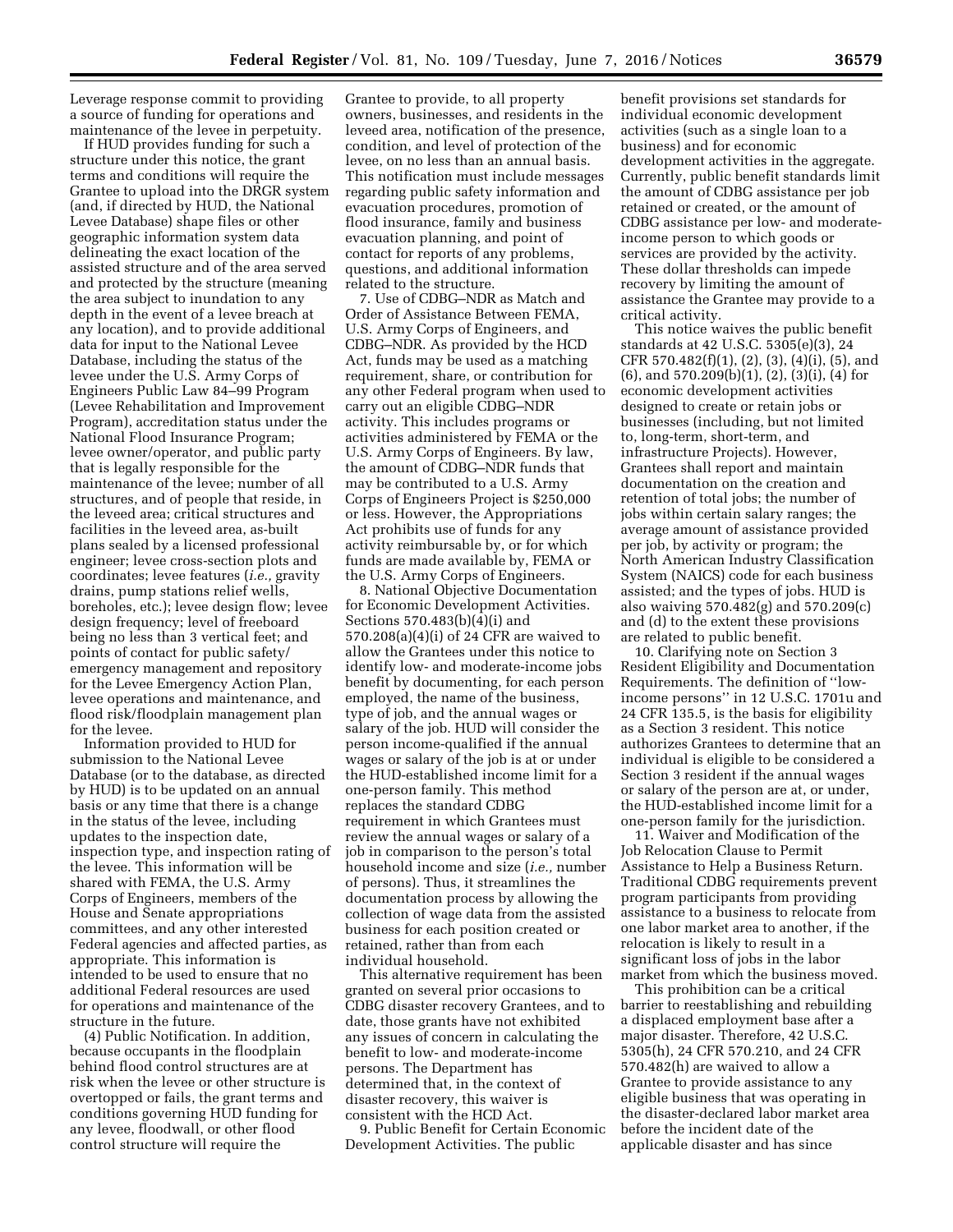Leverage response commit to providing a source of funding for operations and maintenance of the levee in perpetuity.

If HUD provides funding for such a structure under this notice, the grant terms and conditions will require the Grantee to upload into the DRGR system (and, if directed by HUD, the National Levee Database) shape files or other geographic information system data delineating the exact location of the assisted structure and of the area served and protected by the structure (meaning the area subject to inundation to any depth in the event of a levee breach at any location), and to provide additional data for input to the National Levee Database, including the status of the levee under the U.S. Army Corps of Engineers Public Law 84–99 Program (Levee Rehabilitation and Improvement Program), accreditation status under the National Flood Insurance Program; levee owner/operator, and public party that is legally responsible for the maintenance of the levee; number of all structures, and of people that reside, in the leveed area; critical structures and facilities in the leveed area, as-built plans sealed by a licensed professional engineer; levee cross-section plots and coordinates; levee features (*i.e.,* gravity drains, pump stations relief wells, boreholes, etc.); levee design flow; levee design frequency; level of freeboard being no less than 3 vertical feet; and points of contact for public safety/emergency management and repository for the Levee Emergency Action Plan, levee operations and maintenance, and flood risk/floodplain management plan for the levee.

Information provided to HUD for submission to the National Levee Database (or to the database, as directed by HUD) is to be updated on an annual basis or any time that there is a change in the status of the levee, including updates to the inspection date, inspection type, and inspection rating of the levee. This information will be shared with FEMA, the U.S. Army Corps of Engineers, members of the House and Senate appropriations committees, and any other interested Federal agencies and affected parties, as appropriate. This information is intended to be used to ensure that no additional Federal resources are used for operations and maintenance of the structure in the future.

(4) Public Notification. In addition, because occupants in the floodplain behind flood control structures are at risk when the levee or other structure is overtopped or fails, the grant terms and conditions governing HUD funding for any levee, floodwall, or other flood control structure will require the Grantee to provide, to all property owners, businesses, and residents in the leveed area, notification of the presence, condition, and level of protection of the levee, on no less than an annual basis. This notification must include messages regarding public safety information and evacuation procedures, promotion of flood insurance, family and business evacuation planning, and point of contact for reports of any problems, questions, and additional information related to the structure.

7. Use of CDBG–NDR as Match and Order of Assistance Between FEMA, U.S. Army Corps of Engineers, and CDBG–NDR. As provided by the HCD Act, funds may be used as a matching requirement, share, or contribution for any other Federal program when used to carry out an eligible CDBG–NDR activity. This includes programs or activities administered by FEMA or the U.S. Army Corps of Engineers. By law, the amount of CDBG–NDR funds that may be contributed to a U.S. Army Corps of Engineers Project is $250,000 or less. However, the Appropriations Act prohibits use of funds for any activity reimbursable by, or for which funds are made available by, FEMA or the U.S. Army Corps of Engineers.

8. National Objective Documentation for Economic Development Activities. Sections 570.483(b)(4)(i) and 570.208(a)(4)(i) of 24 CFR are waived to allow the Grantees under this notice to identify low- and moderate-income jobs benefit by documenting, for each person employed, the name of the business, type of job, and the annual wages or salary of the job. HUD will consider the person income-qualified if the annual wages or salary of the job is at or under the HUD-established income limit for a one-person family. This method replaces the standard CDBG requirement in which Grantees must review the annual wages or salary of a job in comparison to the person's total household income and size (*i.e.,* number of persons). Thus, it streamlines the documentation process by allowing the collection of wage data from the assisted business for each position created or retained, rather than from each individual household.

This alternative requirement has been granted on several prior occasions to CDBG disaster recovery Grantees, and to date, those grants have not exhibited any issues of concern in calculating the benefit to low- and moderate-income persons. The Department has determined that, in the context of disaster recovery, this waiver is consistent with the HCD Act.

9. Public Benefit for Certain Economic Development Activities. The public benefit provisions set standards for individual economic development activities (such as a single loan to a business) and for economic development activities in the aggregate. Currently, public benefit standards limit the amount of CDBG assistance per job retained or created, or the amount of CDBG assistance per low- and moderate-income person to which goods or services are provided by the activity. These dollar thresholds can impede recovery by limiting the amount of assistance the Grantee may provide to a critical activity.

This notice waives the public benefit standards at 42 U.S.C. 5305(e)(3), 24 CFR 570.482(f)(1), (2), (3), (4)(i), (5), and (6), and 570.209(b)(1), (2), (3)(i), (4) for economic development activities designed to create or retain jobs or businesses (including, but not limited to, long-term, short-term, and infrastructure Projects). However, Grantees shall report and maintain documentation on the creation and retention of total jobs; the number of jobs within certain salary ranges; the average amount of assistance provided per job, by activity or program; the North American Industry Classification System (NAICS) code for each business assisted; and the types of jobs. HUD is also waiving 570.482(g) and 570.209(c) and (d) to the extent these provisions are related to public benefit.

10. Clarifying note on Section 3 Resident Eligibility and Documentation Requirements. The definition of ''low-income persons'' in 12 U.S.C. 1701u and 24 CFR 135.5, is the basis for eligibility as a Section 3 resident. This notice authorizes Grantees to determine that an individual is eligible to be considered a Section 3 resident if the annual wages or salary of the person are at, or under, the HUD-established income limit for a one-person family for the jurisdiction.

11. Waiver and Modification of the Job Relocation Clause to Permit Assistance to Help a Business Return. Traditional CDBG requirements prevent program participants from providing assistance to a business to relocate from one labor market area to another, if the relocation is likely to result in a significant loss of jobs in the labor market from which the business moved.

This prohibition can be a critical barrier to reestablishing and rebuilding a displaced employment base after a major disaster. Therefore, 42 U.S.C. 5305(h), 24 CFR 570.210, and 24 CFR 570.482(h) are waived to allow a Grantee to provide assistance to any eligible business that was operating in the disaster-declared labor market area before the incident date of the applicable disaster and has since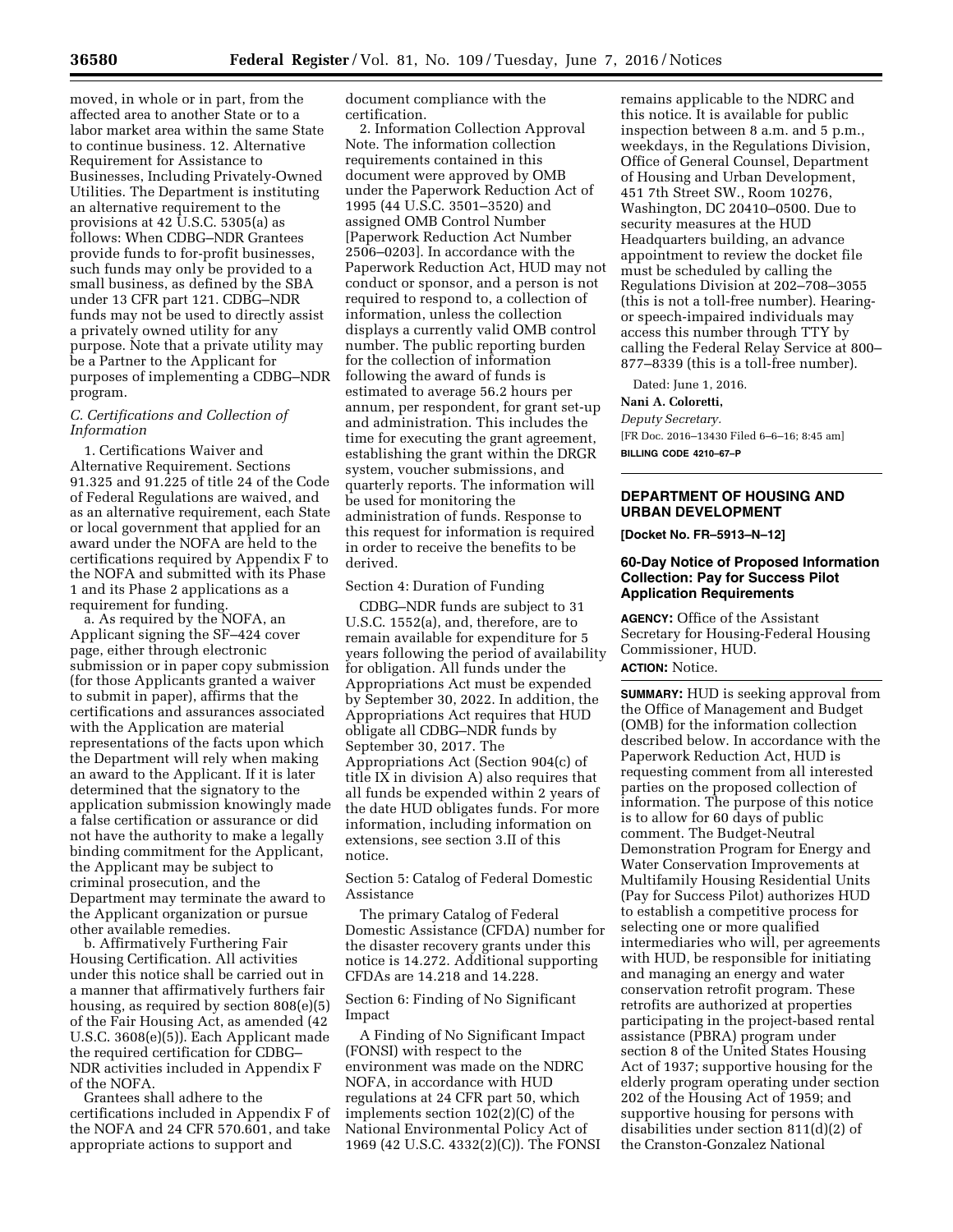moved, in whole or in part, from the affected area to another State or to a labor market area within the same State to continue business. 12. Alternative Requirement for Assistance to Businesses, Including Privately-Owned Utilities. The Department is instituting an alternative requirement to the provisions at 42 U.S.C. 5305(a) as follows: When CDBG–NDR Grantees provide funds to for-profit businesses, such funds may only be provided to a small business, as defined by the SBA under 13 CFR part 121. CDBG–NDR funds may not be used to directly assist a privately owned utility for any purpose. Note that a private utility may be a Partner to the Applicant for purposes of implementing a CDBG–NDR program.

*C. Certifications and Collection of Information*

1. Certifications Waiver and Alternative Requirement. Sections 91.325 and 91.225 of title 24 of the Code of Federal Regulations are waived, and as an alternative requirement, each State or local government that applied for an award under the NOFA are held to the certifications required by Appendix F to the NOFA and submitted with its Phase 1 and its Phase 2 applications as a requirement for funding.

a. As required by the NOFA, an Applicant signing the SF–424 cover page, either through electronic submission or in paper copy submission (for those Applicants granted a waiver to submit in paper), affirms that the certifications and assurances associated with the Application are material representations of the facts upon which the Department will rely when making an award to the Applicant. If it is later determined that the signatory to the application submission knowingly made a false certification or assurance or did not have the authority to make a legally binding commitment for the Applicant, the Applicant may be subject to criminal prosecution, and the Department may terminate the award to the Applicant organization or pursue other available remedies.

b. Affirmatively Furthering Fair Housing Certification. All activities under this notice shall be carried out in a manner that affirmatively furthers fair housing, as required by section 808(e)(5) of the Fair Housing Act, as amended (42 U.S.C. 3608(e)(5)). Each Applicant made the required certification for CDBG–NDR activities included in Appendix F of the NOFA.

Grantees shall adhere to the certifications included in Appendix F of the NOFA and 24 CFR 570.601, and take appropriate actions to support and document compliance with the certification.

2. Information Collection Approval Note. The information collection requirements contained in this document were approved by OMB under the Paperwork Reduction Act of 1995 (44 U.S.C. 3501–3520) and assigned OMB Control Number [Paperwork Reduction Act Number 2506–0203]. In accordance with the Paperwork Reduction Act, HUD may not conduct or sponsor, and a person is not required to respond to, a collection of information, unless the collection displays a currently valid OMB control number. The public reporting burden for the collection of information following the award of funds is estimated to average 56.2 hours per annum, per respondent, for grant set-up and administration. This includes the time for executing the grant agreement, establishing the grant within the DRGR system, voucher submissions, and quarterly reports. The information will be used for monitoring the administration of funds. Response to this request for information is required in order to receive the benefits to be derived.

Section 4: Duration of Funding

CDBG–NDR funds are subject to 31 U.S.C. 1552(a), and, therefore, are to remain available for expenditure for 5 years following the period of availability for obligation. All funds under the Appropriations Act must be expended by September 30, 2022. In addition, the Appropriations Act requires that HUD obligate all CDBG–NDR funds by September 30, 2017. The Appropriations Act (Section 904(c) of title IX in division A) also requires that all funds be expended within 2 years of the date HUD obligates funds. For more information, including information on extensions, see section 3.II of this notice.

Section 5: Catalog of Federal Domestic Assistance

The primary Catalog of Federal Domestic Assistance (CFDA) number for the disaster recovery grants under this notice is 14.272. Additional supporting CFDAs are 14.218 and 14.228.

Section 6: Finding of No Significant Impact

A Finding of No Significant Impact (FONSI) with respect to the environment was made on the NDRC NOFA, in accordance with HUD regulations at 24 CFR part 50, which implements section 102(2)(C) of the National Environmental Policy Act of 1969 (42 U.S.C. 4332(2)(C)). The FONSI remains applicable to the NDRC and this notice. It is available for public inspection between 8 a.m. and 5 p.m., weekdays, in the Regulations Division, Office of General Counsel, Department of Housing and Urban Development, 451 7th Street SW., Room 10276, Washington, DC 20410–0500. Due to security measures at the HUD Headquarters building, an advance appointment to review the docket file must be scheduled by calling the Regulations Division at 202–708–3055 (this is not a toll-free number). Hearing- or speech-impaired individuals may access this number through TTY by calling the Federal Relay Service at 800–877–8339 (this is a toll-free number).

Dated: June 1, 2016.

**Nani A. Coloretti,**

*Deputy Secretary.*

[FR Doc. 2016–13430 Filed 6–6–16; 8:45 am]

**BILLING CODE 4210–67–P**

## DEPARTMENT OF HOUSING AND URBAN DEVELOPMENT

**[Docket No. FR–5913–N–12]**

### 60-Day Notice of Proposed Information Collection: Pay for Success Pilot Application Requirements

**AGENCY:** Office of the Assistant Secretary for Housing-Federal Housing Commissioner, HUD.

**ACTION:** Notice.

**SUMMARY:** HUD is seeking approval from the Office of Management and Budget (OMB) for the information collection described below. In accordance with the Paperwork Reduction Act, HUD is requesting comment from all interested parties on the proposed collection of information. The purpose of this notice is to allow for 60 days of public comment. The Budget-Neutral Demonstration Program for Energy and Water Conservation Improvements at Multifamily Housing Residential Units (Pay for Success Pilot) authorizes HUD to establish a competitive process for selecting one or more qualified intermediaries who will, per agreements with HUD, be responsible for initiating and managing an energy and water conservation retrofit program. These retrofits are authorized at properties participating in the project-based rental assistance (PBRA) program under section 8 of the United States Housing Act of 1937; supportive housing for the elderly program operating under section 202 of the Housing Act of 1959; and supportive housing for persons with disabilities under section 811(d)(2) of the Cranston-Gonzalez National